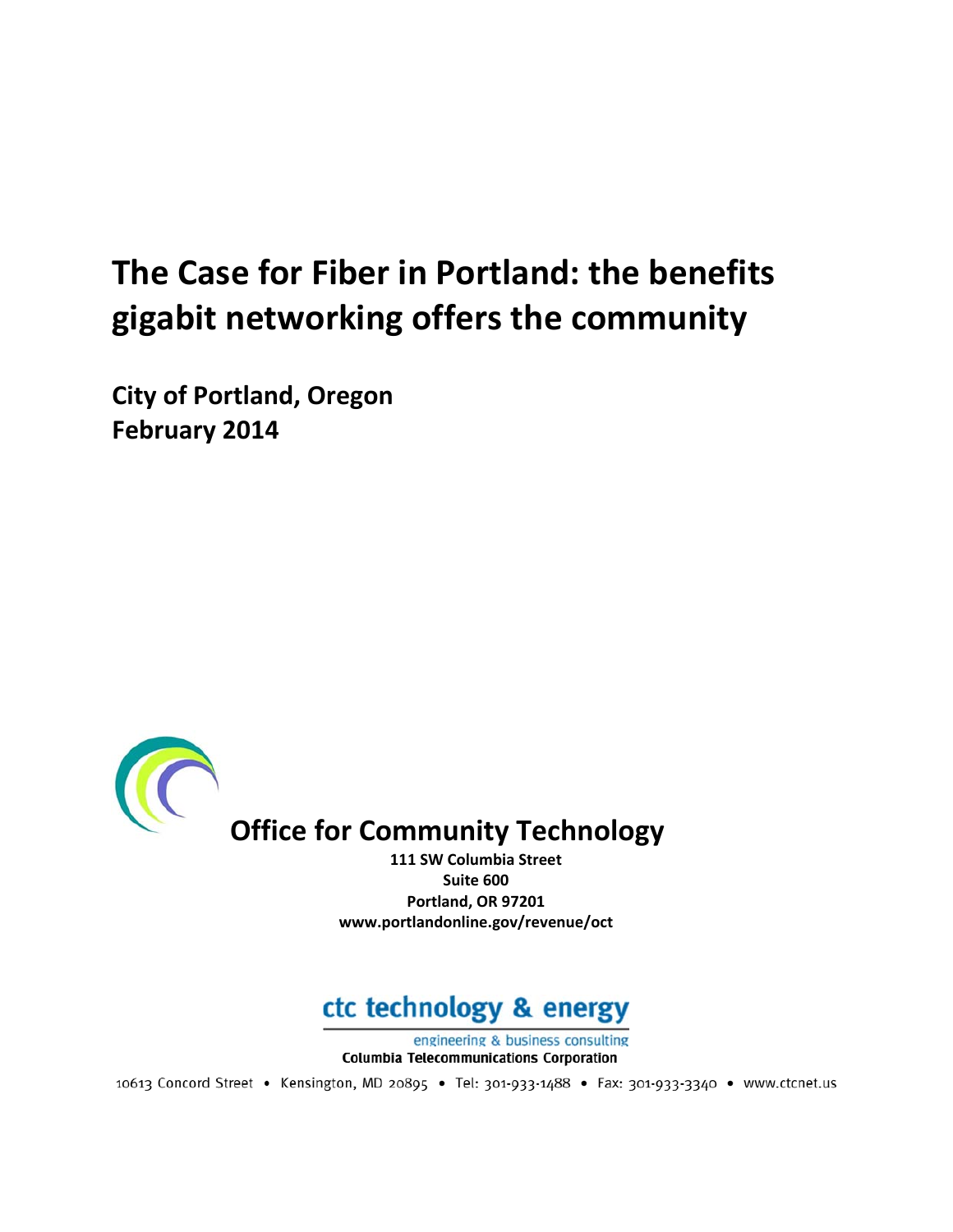# The Case for Fiber in Portland: the benefits gigabit networking offers the community

**City of Portland, Oregon**
**February 2014**

## Office for Community Technology

**111 SW Columbia Street**
**Suite 600**
**Portland, OR 97201**
**www.portlandonline.gov/revenue/oct**

ctc technology & energy

engineering & business consulting

**Columbia Telecommunications Corporation**

10613 Concord Street • Kensington, MD 20895 • Tel: 301-933-1488 • Fax: 301-933-3340 • www.ctcnet.us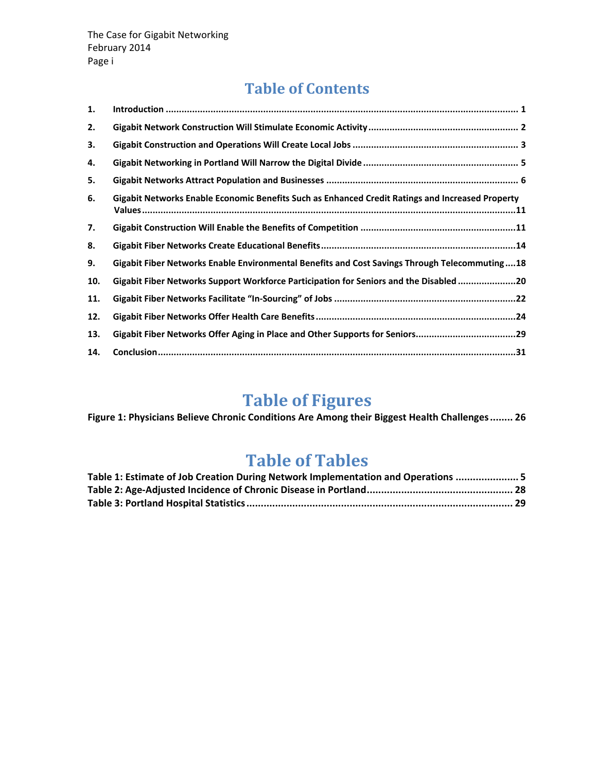# Table of Contents

1. **Introduction** ........ 1
2. **Gigabit Network Construction Will Stimulate Economic Activity** ........ 2
3. **Gigabit Construction and Operations Will Create Local Jobs** ........ 3
4. **Gigabit Networking in Portland Will Narrow the Digital Divide** ........ 5
5. **Gigabit Networks Attract Population and Businesses** ........ 6
6. **Gigabit Networks Enable Economic Benefits Such as Enhanced Credit Ratings and Increased Property Values** ........ 11
7. **Gigabit Construction Will Enable the Benefits of Competition** ........ 11
8. **Gigabit Fiber Networks Create Educational Benefits** ........ 14
9. **Gigabit Fiber Networks Enable Environmental Benefits and Cost Savings Through Telecommuting** ........ 18
10. **Gigabit Fiber Networks Support Workforce Participation for Seniors and the Disabled** ........ 20
11. **Gigabit Fiber Networks Facilitate "In-Sourcing" of Jobs** ........ 22
12. **Gigabit Fiber Networks Offer Health Care Benefits** ........ 24
13. **Gigabit Fiber Networks Offer Aging in Place and Other Supports for Seniors** ........ 29
14. **Conclusion** ........ 31

# Table of Figures

**Figure 1: Physicians Believe Chronic Conditions Are Among their Biggest Health Challenges** ........ 26

# Table of Tables

**Table 1: Estimate of Job Creation During Network Implementation and Operations** ........ 5
**Table 2: Age-Adjusted Incidence of Chronic Disease in Portland** ........ 28
**Table 3: Portland Hospital Statistics** ........ 29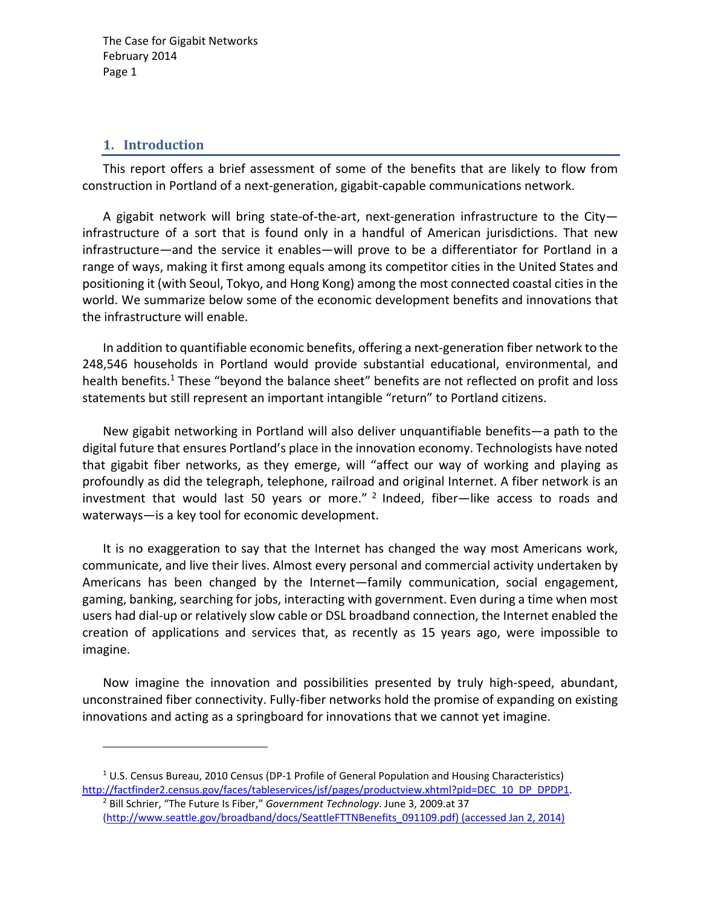## 1. Introduction

This report offers a brief assessment of some of the benefits that are likely to flow from construction in Portland of a next-generation, gigabit-capable communications network.

A gigabit network will bring state-of-the-art, next-generation infrastructure to the City—infrastructure of a sort that is found only in a handful of American jurisdictions. That new infrastructure—and the service it enables—will prove to be a differentiator for Portland in a range of ways, making it first among equals among its competitor cities in the United States and positioning it (with Seoul, Tokyo, and Hong Kong) among the most connected coastal cities in the world. We summarize below some of the economic development benefits and innovations that the infrastructure will enable.

In addition to quantifiable economic benefits, offering a next-generation fiber network to the 248,546 households in Portland would provide substantial educational, environmental, and health benefits.[1] These "beyond the balance sheet" benefits are not reflected on profit and loss statements but still represent an important intangible "return" to Portland citizens.

New gigabit networking in Portland will also deliver unquantifiable benefits—a path to the digital future that ensures Portland's place in the innovation economy. Technologists have noted that gigabit fiber networks, as they emerge, will "affect our way of working and playing as profoundly as did the telegraph, telephone, railroad and original Internet. A fiber network is an investment that would last 50 years or more." [2] Indeed, fiber—like access to roads and waterways—is a key tool for economic development.

It is no exaggeration to say that the Internet has changed the way most Americans work, communicate, and live their lives. Almost every personal and commercial activity undertaken by Americans has been changed by the Internet—family communication, social engagement, gaming, banking, searching for jobs, interacting with government. Even during a time when most users had dial-up or relatively slow cable or DSL broadband connection, the Internet enabled the creation of applications and services that, as recently as 15 years ago, were impossible to imagine.

Now imagine the innovation and possibilities presented by truly high-speed, abundant, unconstrained fiber connectivity. Fully-fiber networks hold the promise of expanding on existing innovations and acting as a springboard for innovations that we cannot yet imagine.

---

[1] U.S. Census Bureau, 2010 Census (DP-1 Profile of General Population and Housing Characteristics) http://factfinder2.census.gov/faces/tableservices/jsf/pages/productview.xhtml?pid=DEC_10_DP_DPDP1.

[2] Bill Schrier, "The Future Is Fiber," *Government Technology*. June 3, 2009.at 37 (http://www.seattle.gov/broadband/docs/SeattleFTTNBenefits_091109.pdf) (accessed Jan 2, 2014)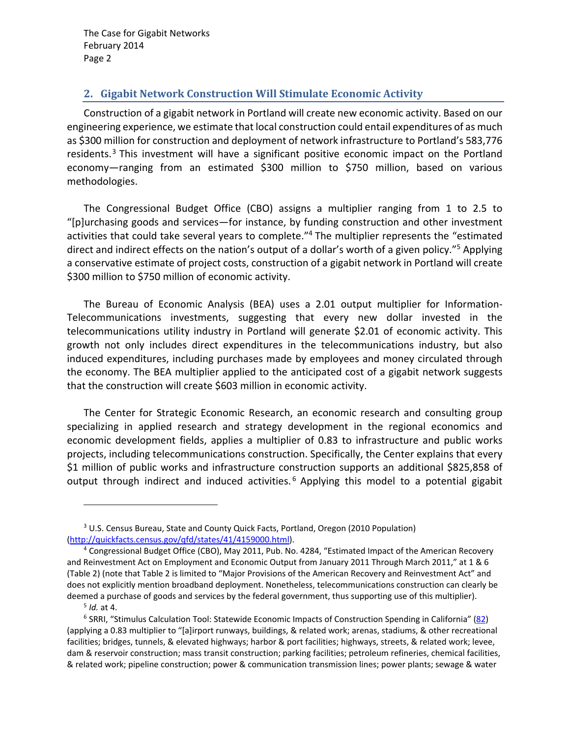## 2. Gigabit Network Construction Will Stimulate Economic Activity

Construction of a gigabit network in Portland will create new economic activity. Based on our engineering experience, we estimate that local construction could entail expenditures of as much as $300 million for construction and deployment of network infrastructure to Portland's 583,776 residents.[3] This investment will have a significant positive economic impact on the Portland economy—ranging from an estimated $300 million to $750 million, based on various methodologies.

The Congressional Budget Office (CBO) assigns a multiplier ranging from 1 to 2.5 to "[p]urchasing goods and services—for instance, by funding construction and other investment activities that could take several years to complete."[4] The multiplier represents the "estimated direct and indirect effects on the nation's output of a dollar's worth of a given policy."[5] Applying a conservative estimate of project costs, construction of a gigabit network in Portland will create $300 million to $750 million of economic activity.

The Bureau of Economic Analysis (BEA) uses a 2.01 output multiplier for Information-Telecommunications investments, suggesting that every new dollar invested in the telecommunications utility industry in Portland will generate $2.01 of economic activity. This growth not only includes direct expenditures in the telecommunications industry, but also induced expenditures, including purchases made by employees and money circulated through the economy. The BEA multiplier applied to the anticipated cost of a gigabit network suggests that the construction will create $603 million in economic activity.

The Center for Strategic Economic Research, an economic research and consulting group specializing in applied research and strategy development in the regional economics and economic development fields, applies a multiplier of 0.83 to infrastructure and public works projects, including telecommunications construction. Specifically, the Center explains that every $1 million of public works and infrastructure construction supports an additional $825,858 of output through indirect and induced activities.[6] Applying this model to a potential gigabit

---

[3] U.S. Census Bureau, State and County Quick Facts, Portland, Oregon (2010 Population) (http://quickfacts.census.gov/qfd/states/41/4159000.html).

[4] Congressional Budget Office (CBO), May 2011, Pub. No. 4284, "Estimated Impact of the American Recovery and Reinvestment Act on Employment and Economic Output from January 2011 Through March 2011," at 1 & 6 (Table 2) (note that Table 2 is limited to "Major Provisions of the American Recovery and Reinvestment Act" and does not explicitly mention broadband deployment. Nonetheless, telecommunications construction can clearly be deemed a purchase of goods and services by the federal government, thus supporting use of this multiplier).

[5] *Id.* at 4.

[6] SRRI, "Stimulus Calculation Tool: Statewide Economic Impacts of Construction Spending in California" (82) (applying a 0.83 multiplier to "[a]irport runways, buildings, & related work; arenas, stadiums, & other recreational facilities; bridges, tunnels, & elevated highways; harbor & port facilities; highways, streets, & related work; levee, dam & reservoir construction; mass transit construction; parking facilities; petroleum refineries, chemical facilities, & related work; pipeline construction; power & communication transmission lines; power plants; sewage & water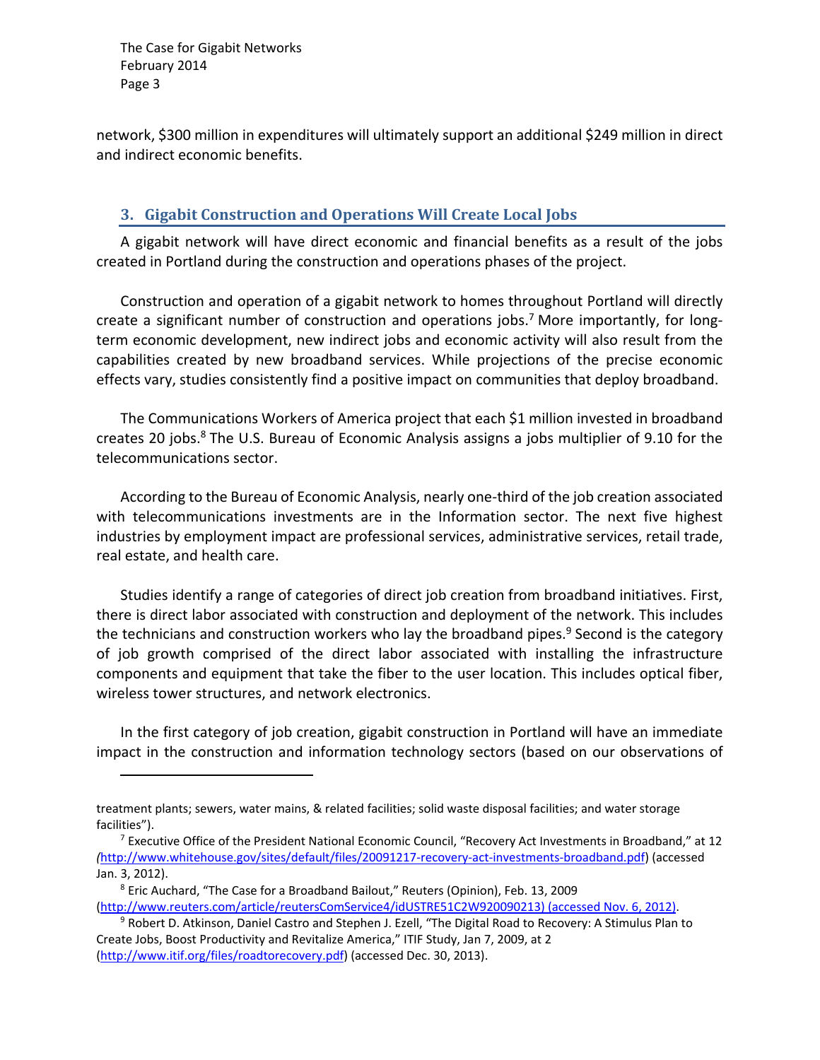network, $300 million in expenditures will ultimately support an additional $249 million in direct and indirect economic benefits.

### 3. Gigabit Construction and Operations Will Create Local Jobs

A gigabit network will have direct economic and financial benefits as a result of the jobs created in Portland during the construction and operations phases of the project.

Construction and operation of a gigabit network to homes throughout Portland will directly create a significant number of construction and operations jobs.[7] More importantly, for long-term economic development, new indirect jobs and economic activity will also result from the capabilities created by new broadband services. While projections of the precise economic effects vary, studies consistently find a positive impact on communities that deploy broadband.

The Communications Workers of America project that each $1 million invested in broadband creates 20 jobs.[8] The U.S. Bureau of Economic Analysis assigns a jobs multiplier of 9.10 for the telecommunications sector.

According to the Bureau of Economic Analysis, nearly one-third of the job creation associated with telecommunications investments are in the Information sector. The next five highest industries by employment impact are professional services, administrative services, retail trade, real estate, and health care.

Studies identify a range of categories of direct job creation from broadband initiatives. First, there is direct labor associated with construction and deployment of the network. This includes the technicians and construction workers who lay the broadband pipes.[9] Second is the category of job growth comprised of the direct labor associated with installing the infrastructure components and equipment that take the fiber to the user location. This includes optical fiber, wireless tower structures, and network electronics.

In the first category of job creation, gigabit construction in Portland will have an immediate impact in the construction and information technology sectors (based on our observations of

---

treatment plants; sewers, water mains, & related facilities; solid waste disposal facilities; and water storage facilities").

[7] Executive Office of the President National Economic Council, "Recovery Act Investments in Broadband," at 12 (http://www.whitehouse.gov/sites/default/files/20091217-recovery-act-investments-broadband.pdf) (accessed Jan. 3, 2012).

[8] Eric Auchard, "The Case for a Broadband Bailout," Reuters (Opinion), Feb. 13, 2009 (http://www.reuters.com/article/reutersComService4/idUSTRE51C2W920090213) (accessed Nov. 6, 2012).

[9] Robert D. Atkinson, Daniel Castro and Stephen J. Ezell, "The Digital Road to Recovery: A Stimulus Plan to Create Jobs, Boost Productivity and Revitalize America," ITIF Study, Jan 7, 2009, at 2 (http://www.itif.org/files/roadtorecovery.pdf) (accessed Dec. 30, 2013).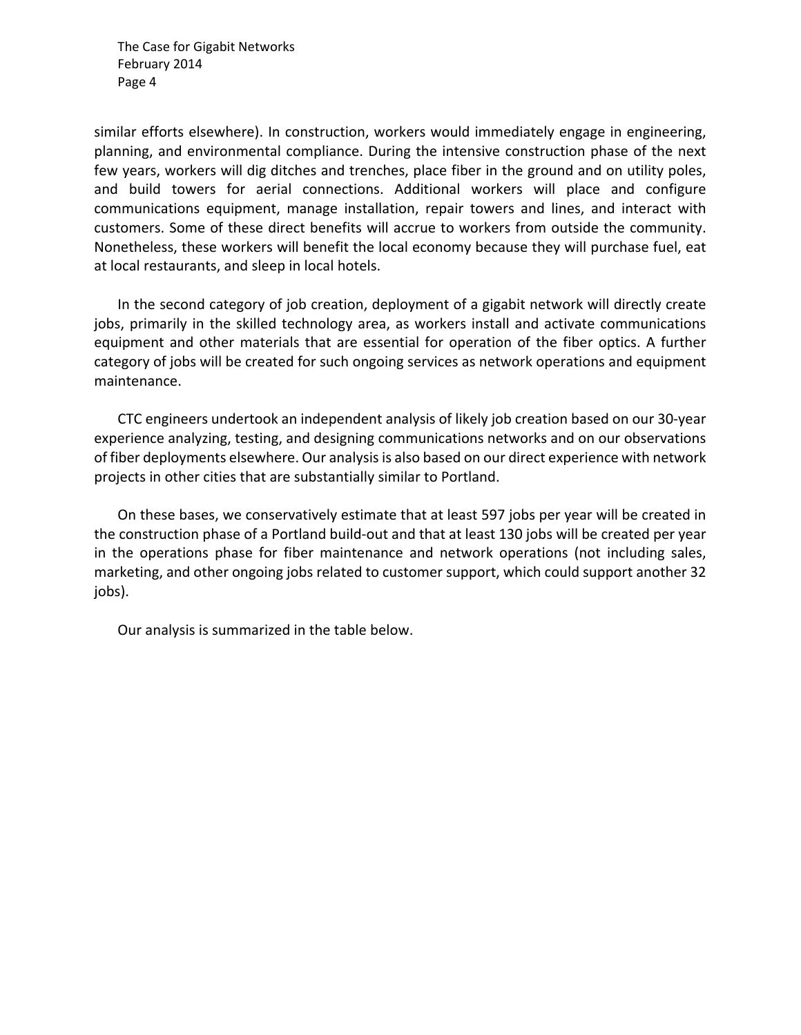similar efforts elsewhere). In construction, workers would immediately engage in engineering, planning, and environmental compliance. During the intensive construction phase of the next few years, workers will dig ditches and trenches, place fiber in the ground and on utility poles, and build towers for aerial connections. Additional workers will place and configure communications equipment, manage installation, repair towers and lines, and interact with customers. Some of these direct benefits will accrue to workers from outside the community. Nonetheless, these workers will benefit the local economy because they will purchase fuel, eat at local restaurants, and sleep in local hotels.

In the second category of job creation, deployment of a gigabit network will directly create jobs, primarily in the skilled technology area, as workers install and activate communications equipment and other materials that are essential for operation of the fiber optics. A further category of jobs will be created for such ongoing services as network operations and equipment maintenance.

CTC engineers undertook an independent analysis of likely job creation based on our 30-year experience analyzing, testing, and designing communications networks and on our observations of fiber deployments elsewhere. Our analysis is also based on our direct experience with network projects in other cities that are substantially similar to Portland.

On these bases, we conservatively estimate that at least 597 jobs per year will be created in the construction phase of a Portland build-out and that at least 130 jobs will be created per year in the operations phase for fiber maintenance and network operations (not including sales, marketing, and other ongoing jobs related to customer support, which could support another 32 jobs).

Our analysis is summarized in the table below.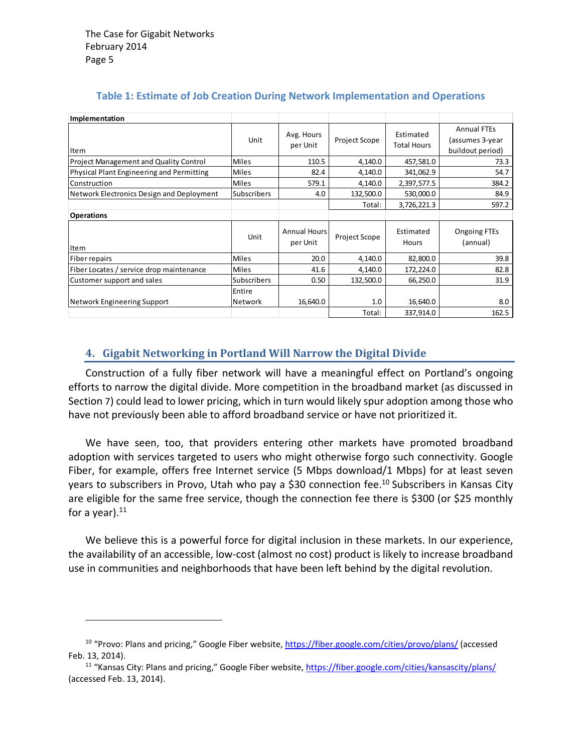**Table 1: Estimate of Job Creation During Network Implementation and Operations**

| **Implementation** | | | | | |
|---|---|---|---|---|---|
| Item | Unit | Avg. Hours per Unit | Project Scope | Estimated Total Hours | Annual FTEs (assumes 3-year buildout period) |
| Project Management and Quality Control | Miles | 110.5 | 4,140.0 | 457,581.0 | 73.3 |
| Physical Plant Engineering and Permitting | Miles | 82.4 | 4,140.0 | 341,062.9 | 54.7 |
| Construction | Miles | 579.1 | 4,140.0 | 2,397,577.5 | 384.2 |
| Network Electronics Design and Deployment | Subscribers | 4.0 | 132,500.0 | 530,000.0 | 84.9 |
| | | | Total: | 3,726,221.3 | 597.2 |
| **Operations** | | | | | |
| Item | Unit | Annual Hours per Unit | Project Scope | Estimated Hours | Ongoing FTEs (annual) |
| Fiber repairs | Miles | 20.0 | 4,140.0 | 82,800.0 | 39.8 |
| Fiber Locates / service drop maintenance | Miles | 41.6 | 4,140.0 | 172,224.0 | 82.8 |
| Customer support and sales | Subscribers | 0.50 | 132,500.0 | 66,250.0 | 31.9 |
| Network Engineering Support | Entire Network | 16,640.0 | 1.0 | 16,640.0 | 8.0 |
| | | | Total: | 337,914.0 | 162.5 |

## 4. Gigabit Networking in Portland Will Narrow the Digital Divide

Construction of a fully fiber network will have a meaningful effect on Portland's ongoing efforts to narrow the digital divide. More competition in the broadband market (as discussed in Section 7) could lead to lower pricing, which in turn would likely spur adoption among those who have not previously been able to afford broadband service or have not prioritized it.

We have seen, too, that providers entering other markets have promoted broadband adoption with services targeted to users who might otherwise forgo such connectivity. Google Fiber, for example, offers free Internet service (5 Mbps download/1 Mbps) for at least seven years to subscribers in Provo, Utah who pay a $30 connection fee.[10] Subscribers in Kansas City are eligible for the same free service, though the connection fee there is $300 (or $25 monthly for a year).[11]

We believe this is a powerful force for digital inclusion in these markets. In our experience, the availability of an accessible, low-cost (almost no cost) product is likely to increase broadband use in communities and neighborhoods that have been left behind by the digital revolution.

---

[10] "Provo: Plans and pricing," Google Fiber website, https://fiber.google.com/cities/provo/plans/ (accessed Feb. 13, 2014).

[11] "Kansas City: Plans and pricing," Google Fiber website, https://fiber.google.com/cities/kansascity/plans/ (accessed Feb. 13, 2014).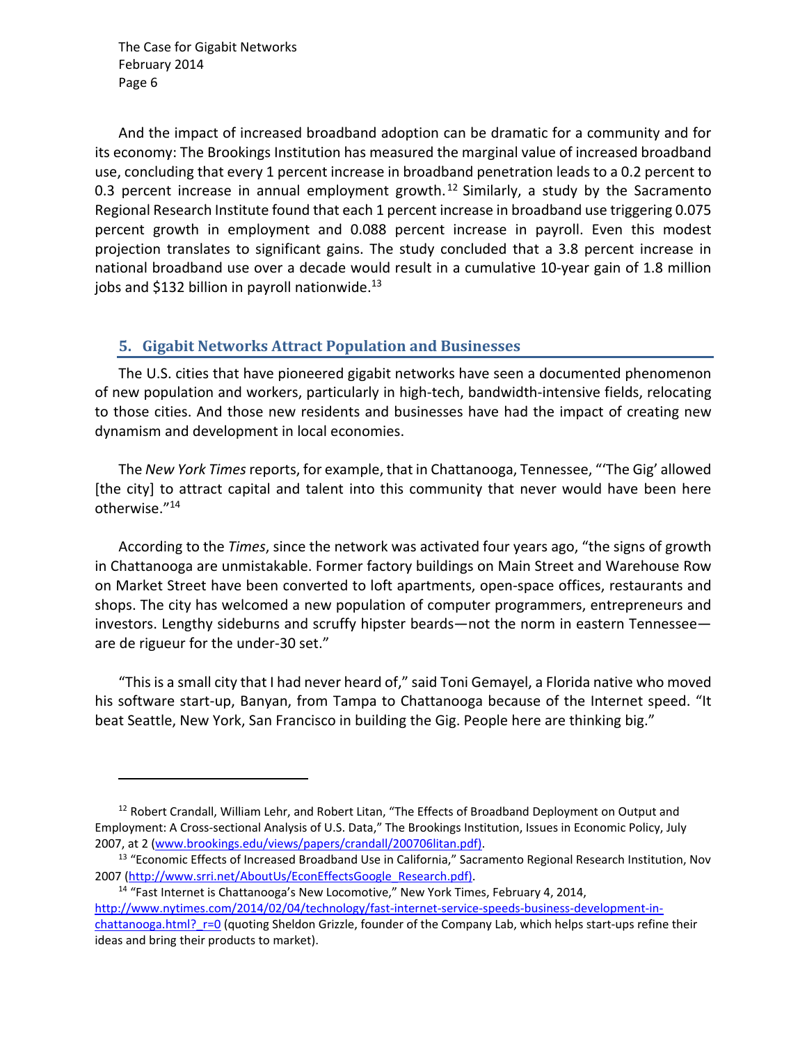And the impact of increased broadband adoption can be dramatic for a community and for its economy: The Brookings Institution has measured the marginal value of increased broadband use, concluding that every 1 percent increase in broadband penetration leads to a 0.2 percent to 0.3 percent increase in annual employment growth.[12] Similarly, a study by the Sacramento Regional Research Institute found that each 1 percent increase in broadband use triggering 0.075 percent growth in employment and 0.088 percent increase in payroll. Even this modest projection translates to significant gains. The study concluded that a 3.8 percent increase in national broadband use over a decade would result in a cumulative 10-year gain of 1.8 million jobs and $132 billion in payroll nationwide.[13]

## 5. Gigabit Networks Attract Population and Businesses

The U.S. cities that have pioneered gigabit networks have seen a documented phenomenon of new population and workers, particularly in high-tech, bandwidth-intensive fields, relocating to those cities. And those new residents and businesses have had the impact of creating new dynamism and development in local economies.

The *New York Times* reports, for example, that in Chattanooga, Tennessee, "'The Gig' allowed [the city] to attract capital and talent into this community that never would have been here otherwise."[14]

According to the *Times*, since the network was activated four years ago, "the signs of growth in Chattanooga are unmistakable. Former factory buildings on Main Street and Warehouse Row on Market Street have been converted to loft apartments, open-space offices, restaurants and shops. The city has welcomed a new population of computer programmers, entrepreneurs and investors. Lengthy sideburns and scruffy hipster beards—not the norm in eastern Tennessee—are de rigueur for the under-30 set."

"This is a small city that I had never heard of," said Toni Gemayel, a Florida native who moved his software start-up, Banyan, from Tampa to Chattanooga because of the Internet speed. "It beat Seattle, New York, San Francisco in building the Gig. People here are thinking big."

---

[12] Robert Crandall, William Lehr, and Robert Litan, "The Effects of Broadband Deployment on Output and Employment: A Cross-sectional Analysis of U.S. Data," The Brookings Institution, Issues in Economic Policy, July 2007, at 2 (www.brookings.edu/views/papers/crandall/200706litan.pdf).

[13] "Economic Effects of Increased Broadband Use in California," Sacramento Regional Research Institution, Nov 2007 (http://www.srri.net/AboutUs/EconEffectsGoogle_Research.pdf).

[14] "Fast Internet is Chattanooga's New Locomotive," New York Times, February 4, 2014, http://www.nytimes.com/2014/02/04/technology/fast-internet-service-speeds-business-development-in-chattanooga.html?_r=0 (quoting Sheldon Grizzle, founder of the Company Lab, which helps start-ups refine their ideas and bring their products to market).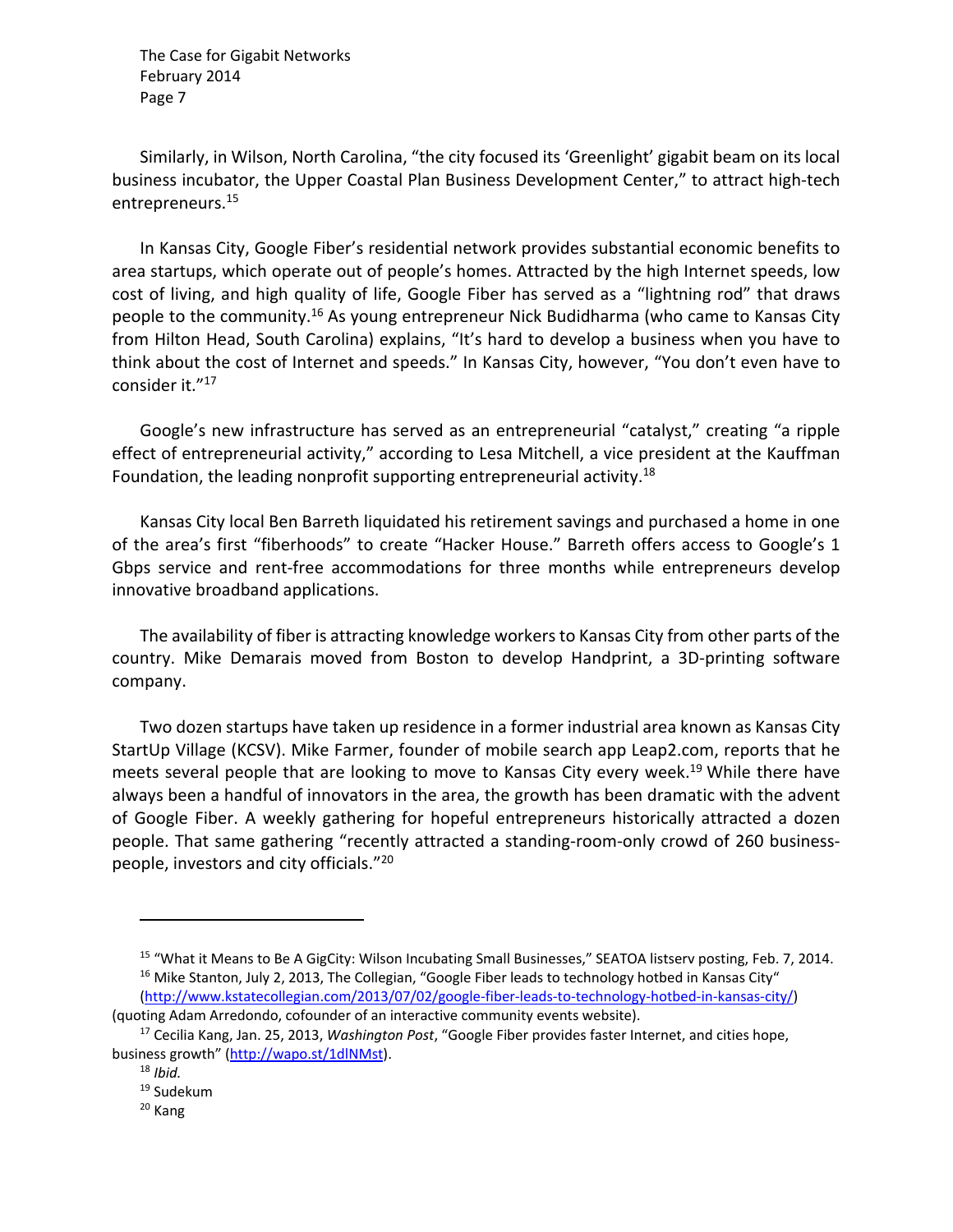Similarly, in Wilson, North Carolina, "the city focused its 'Greenlight' gigabit beam on its local business incubator, the Upper Coastal Plan Business Development Center," to attract high-tech entrepreneurs.[15]

In Kansas City, Google Fiber's residential network provides substantial economic benefits to area startups, which operate out of people's homes. Attracted by the high Internet speeds, low cost of living, and high quality of life, Google Fiber has served as a "lightning rod" that draws people to the community.[16] As young entrepreneur Nick Budidharma (who came to Kansas City from Hilton Head, South Carolina) explains, "It's hard to develop a business when you have to think about the cost of Internet and speeds." In Kansas City, however, "You don't even have to consider it."[17]

Google's new infrastructure has served as an entrepreneurial "catalyst," creating "a ripple effect of entrepreneurial activity," according to Lesa Mitchell, a vice president at the Kauffman Foundation, the leading nonprofit supporting entrepreneurial activity.[18]

Kansas City local Ben Barreth liquidated his retirement savings and purchased a home in one of the area's first "fiberhoods" to create "Hacker House." Barreth offers access to Google's 1 Gbps service and rent-free accommodations for three months while entrepreneurs develop innovative broadband applications.

The availability of fiber is attracting knowledge workers to Kansas City from other parts of the country. Mike Demarais moved from Boston to develop Handprint, a 3D-printing software company.

Two dozen startups have taken up residence in a former industrial area known as Kansas City StartUp Village (KCSV). Mike Farmer, founder of mobile search app Leap2.com, reports that he meets several people that are looking to move to Kansas City every week.[19] While there have always been a handful of innovators in the area, the growth has been dramatic with the advent of Google Fiber. A weekly gathering for hopeful entrepreneurs historically attracted a dozen people. That same gathering "recently attracted a standing-room-only crowd of 260 business-people, investors and city officials."[20]

---

[15] "What it Means to Be A GigCity: Wilson Incubating Small Businesses," SEATOA listserv posting, Feb. 7, 2014.

[16] Mike Stanton, July 2, 2013, The Collegian, "Google Fiber leads to technology hotbed in Kansas City" (http://www.kstatecollegian.com/2013/07/02/google-fiber-leads-to-technology-hotbed-in-kansas-city/) (quoting Adam Arredondo, cofounder of an interactive community events website).

[17] Cecilia Kang, Jan. 25, 2013, *Washington Post*, "Google Fiber provides faster Internet, and cities hope, business growth" (http://wapo.st/1dlNMst).

[18] *Ibid.*

[19] Sudekum

[20] Kang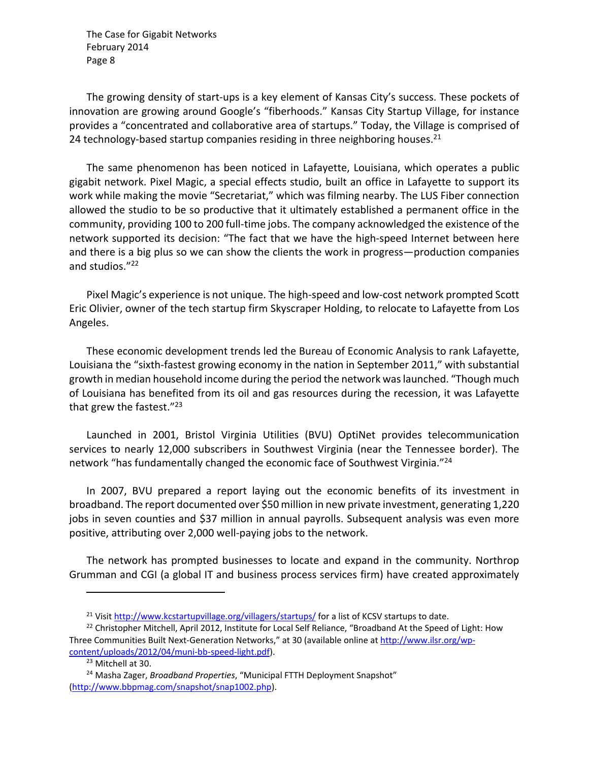The growing density of start-ups is a key element of Kansas City's success. These pockets of innovation are growing around Google's "fiberhoods." Kansas City Startup Village, for instance provides a "concentrated and collaborative area of startups." Today, the Village is comprised of 24 technology-based startup companies residing in three neighboring houses.[21]

The same phenomenon has been noticed in Lafayette, Louisiana, which operates a public gigabit network. Pixel Magic, a special effects studio, built an office in Lafayette to support its work while making the movie "Secretariat," which was filming nearby. The LUS Fiber connection allowed the studio to be so productive that it ultimately established a permanent office in the community, providing 100 to 200 full-time jobs. The company acknowledged the existence of the network supported its decision: "The fact that we have the high-speed Internet between here and there is a big plus so we can show the clients the work in progress—production companies and studios."[22]

Pixel Magic's experience is not unique. The high-speed and low-cost network prompted Scott Eric Olivier, owner of the tech startup firm Skyscraper Holding, to relocate to Lafayette from Los Angeles.

These economic development trends led the Bureau of Economic Analysis to rank Lafayette, Louisiana the "sixth-fastest growing economy in the nation in September 2011," with substantial growth in median household income during the period the network was launched. "Though much of Louisiana has benefited from its oil and gas resources during the recession, it was Lafayette that grew the fastest."[23]

Launched in 2001, Bristol Virginia Utilities (BVU) OptiNet provides telecommunication services to nearly 12,000 subscribers in Southwest Virginia (near the Tennessee border). The network "has fundamentally changed the economic face of Southwest Virginia."[24]

In 2007, BVU prepared a report laying out the economic benefits of its investment in broadband. The report documented over $50 million in new private investment, generating 1,220 jobs in seven counties and $37 million in annual payrolls. Subsequent analysis was even more positive, attributing over 2,000 well-paying jobs to the network.

The network has prompted businesses to locate and expand in the community. Northrop Grumman and CGI (a global IT and business process services firm) have created approximately

---

[21] Visit http://www.kcstartupvillage.org/villagers/startups/ for a list of KCSV startups to date.

[22] Christopher Mitchell, April 2012, Institute for Local Self Reliance, "Broadband At the Speed of Light: How Three Communities Built Next-Generation Networks," at 30 (available online at http://www.ilsr.org/wp-content/uploads/2012/04/muni-bb-speed-light.pdf).

[23] Mitchell at 30.

[24] Masha Zager, *Broadband Properties*, "Municipal FTTH Deployment Snapshot" (http://www.bbpmag.com/snapshot/snap1002.php).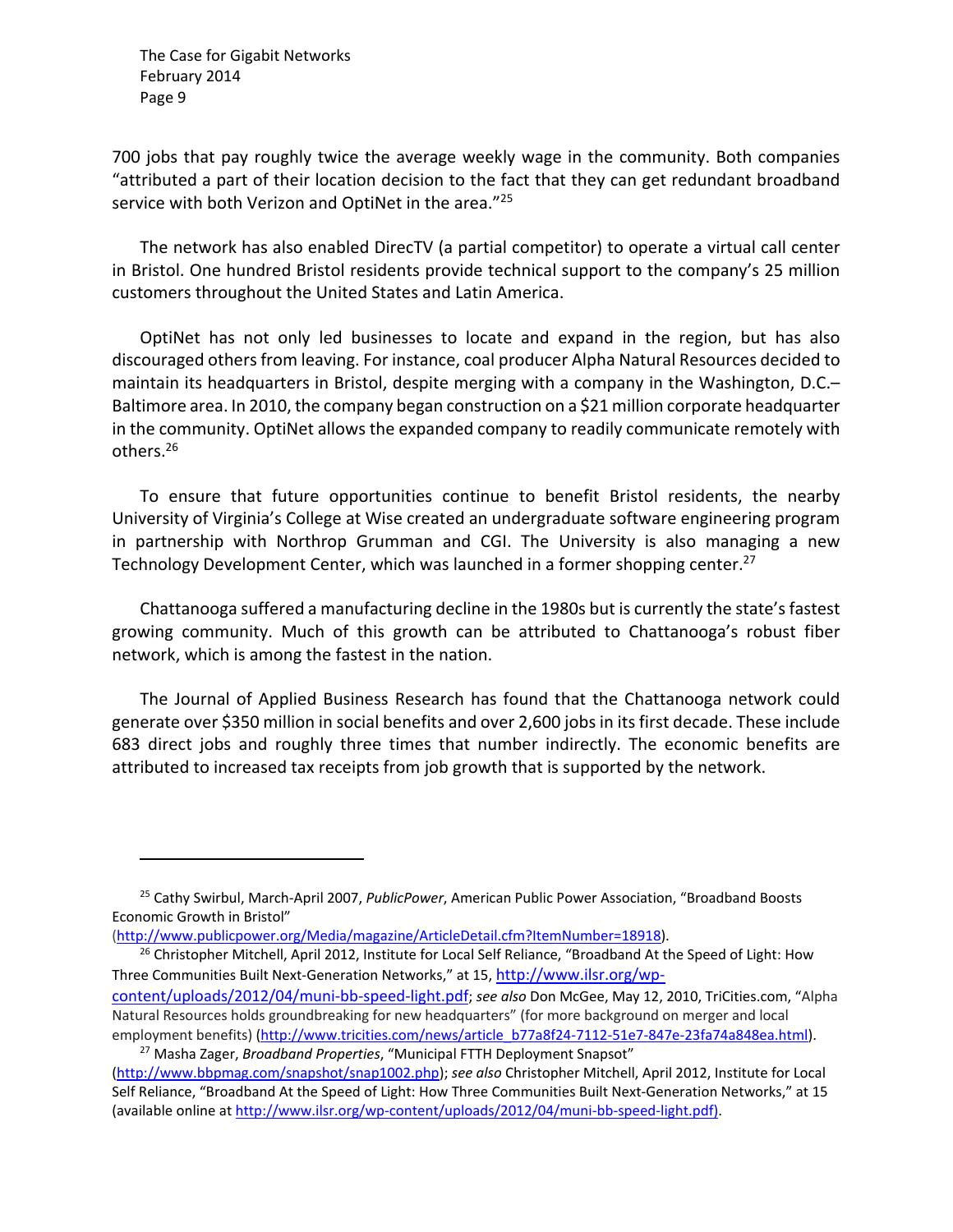700 jobs that pay roughly twice the average weekly wage in the community. Both companies "attributed a part of their location decision to the fact that they can get redundant broadband service with both Verizon and OptiNet in the area."[25]

The network has also enabled DirecTV (a partial competitor) to operate a virtual call center in Bristol. One hundred Bristol residents provide technical support to the company's 25 million customers throughout the United States and Latin America.

OptiNet has not only led businesses to locate and expand in the region, but has also discouraged others from leaving. For instance, coal producer Alpha Natural Resources decided to maintain its headquarters in Bristol, despite merging with a company in the Washington, D.C.–Baltimore area. In 2010, the company began construction on a $21 million corporate headquarter in the community. OptiNet allows the expanded company to readily communicate remotely with others.[26]

To ensure that future opportunities continue to benefit Bristol residents, the nearby University of Virginia's College at Wise created an undergraduate software engineering program in partnership with Northrop Grumman and CGI. The University is also managing a new Technology Development Center, which was launched in a former shopping center.[27]

Chattanooga suffered a manufacturing decline in the 1980s but is currently the state's fastest growing community. Much of this growth can be attributed to Chattanooga's robust fiber network, which is among the fastest in the nation.

The Journal of Applied Business Research has found that the Chattanooga network could generate over $350 million in social benefits and over 2,600 jobs in its first decade. These include 683 direct jobs and roughly three times that number indirectly. The economic benefits are attributed to increased tax receipts from job growth that is supported by the network.

---

[25] Cathy Swirbul, March-April 2007, *PublicPower*, American Public Power Association, "Broadband Boosts Economic Growth in Bristol" (http://www.publicpower.org/Media/magazine/ArticleDetail.cfm?ItemNumber=18918).

[26] Christopher Mitchell, April 2012, Institute for Local Self Reliance, "Broadband At the Speed of Light: How Three Communities Built Next-Generation Networks," at 15, http://www.ilsr.org/wp-content/uploads/2012/04/muni-bb-speed-light.pdf; *see also* Don McGee, May 12, 2010, TriCities.com, "Alpha Natural Resources holds groundbreaking for new headquarters" (for more background on merger and local employment benefits) (http://www.tricities.com/news/article_b77a8f24-7112-51e7-847e-23fa74a848ea.html).

[27] Masha Zager, *Broadband Properties*, "Municipal FTTH Deployment Snapsot" (http://www.bbpmag.com/snapshot/snap1002.php); *see also* Christopher Mitchell, April 2012, Institute for Local Self Reliance, "Broadband At the Speed of Light: How Three Communities Built Next-Generation Networks," at 15 (available online at http://www.ilsr.org/wp-content/uploads/2012/04/muni-bb-speed-light.pdf).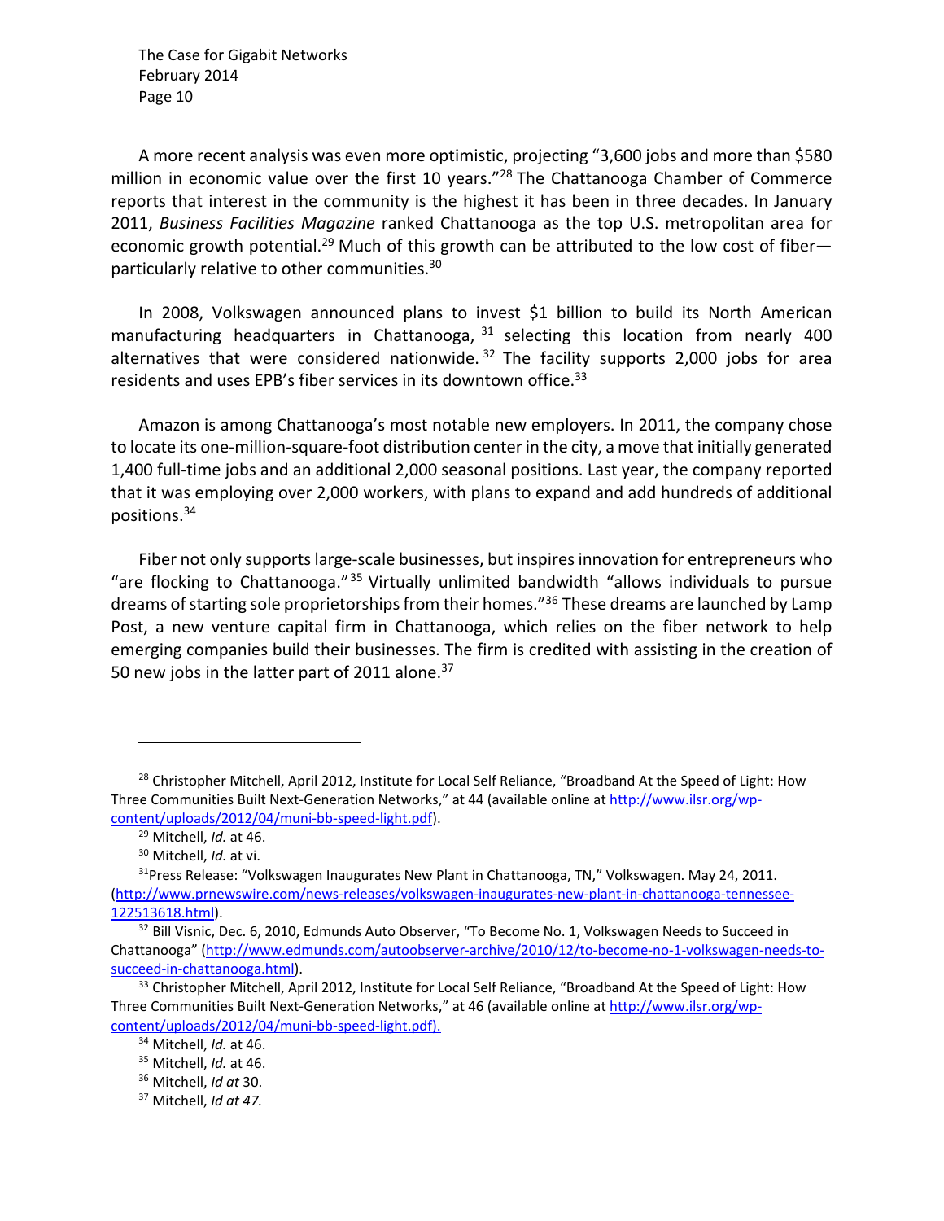A more recent analysis was even more optimistic, projecting "3,600 jobs and more than $580 million in economic value over the first 10 years."[28] The Chattanooga Chamber of Commerce reports that interest in the community is the highest it has been in three decades. In January 2011, *Business Facilities Magazine* ranked Chattanooga as the top U.S. metropolitan area for economic growth potential.[29] Much of this growth can be attributed to the low cost of fiber—particularly relative to other communities.[30]

In 2008, Volkswagen announced plans to invest $1 billion to build its North American manufacturing headquarters in Chattanooga,[31] selecting this location from nearly 400 alternatives that were considered nationwide.[32] The facility supports 2,000 jobs for area residents and uses EPB's fiber services in its downtown office.[33]

Amazon is among Chattanooga's most notable new employers. In 2011, the company chose to locate its one-million-square-foot distribution center in the city, a move that initially generated 1,400 full-time jobs and an additional 2,000 seasonal positions. Last year, the company reported that it was employing over 2,000 workers, with plans to expand and add hundreds of additional positions.[34]

Fiber not only supports large-scale businesses, but inspires innovation for entrepreneurs who "are flocking to Chattanooga."[35] Virtually unlimited bandwidth "allows individuals to pursue dreams of starting sole proprietorships from their homes."[36] These dreams are launched by Lamp Post, a new venture capital firm in Chattanooga, which relies on the fiber network to help emerging companies build their businesses. The firm is credited with assisting in the creation of 50 new jobs in the latter part of 2011 alone.[37]

---

[28] Christopher Mitchell, April 2012, Institute for Local Self Reliance, "Broadband At the Speed of Light: How Three Communities Built Next-Generation Networks," at 44 (available online at http://www.ilsr.org/wp-content/uploads/2012/04/muni-bb-speed-light.pdf).

[29] Mitchell, *Id.* at 46.

[30] Mitchell, *Id.* at vi.

[31] Press Release: "Volkswagen Inaugurates New Plant in Chattanooga, TN," Volkswagen. May 24, 2011. (http://www.prnewswire.com/news-releases/volkswagen-inaugurates-new-plant-in-chattanooga-tennessee-122513618.html).

[32] Bill Visnic, Dec. 6, 2010, Edmunds Auto Observer, "To Become No. 1, Volkswagen Needs to Succeed in Chattanooga" (http://www.edmunds.com/autoobserver-archive/2010/12/to-become-no-1-volkswagen-needs-to-succeed-in-chattanooga.html).

[33] Christopher Mitchell, April 2012, Institute for Local Self Reliance, "Broadband At the Speed of Light: How Three Communities Built Next-Generation Networks," at 46 (available online at http://www.ilsr.org/wp-content/uploads/2012/04/muni-bb-speed-light.pdf).

[34] Mitchell, *Id.* at 46.

[35] Mitchell, *Id.* at 46.

[36] Mitchell, *Id at* 30.

[37] Mitchell, *Id at 47.*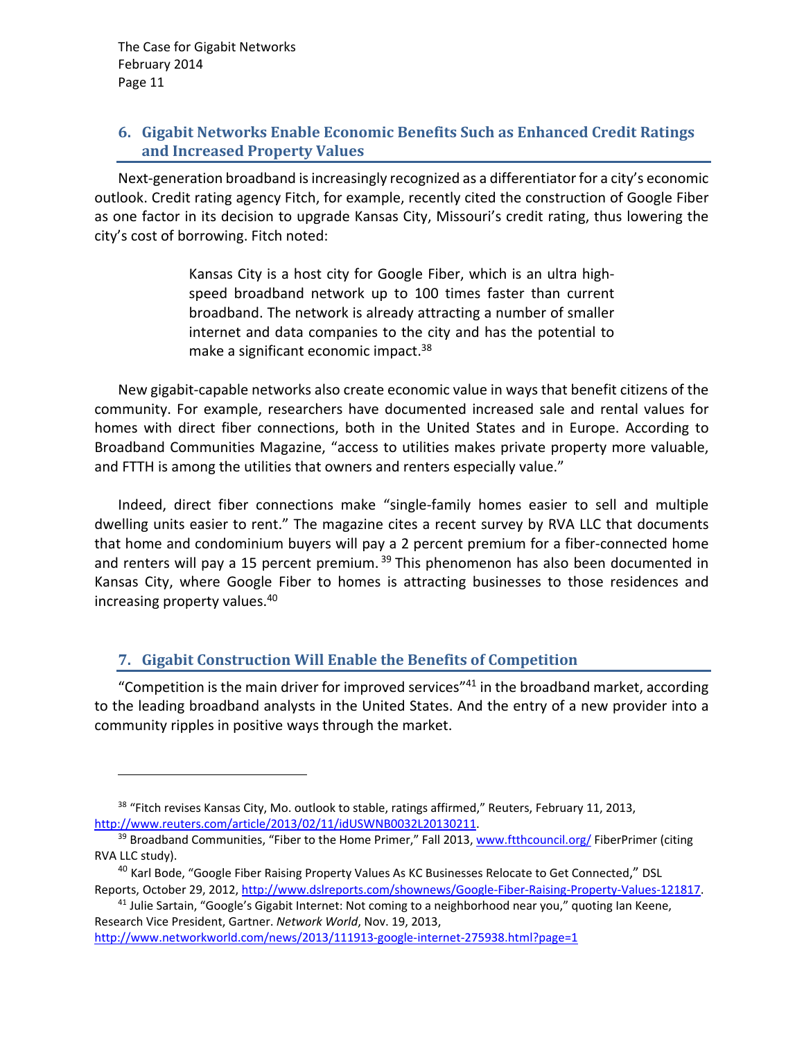## 6. Gigabit Networks Enable Economic Benefits Such as Enhanced Credit Ratings and Increased Property Values

Next-generation broadband is increasingly recognized as a differentiator for a city's economic outlook. Credit rating agency Fitch, for example, recently cited the construction of Google Fiber as one factor in its decision to upgrade Kansas City, Missouri's credit rating, thus lowering the city's cost of borrowing. Fitch noted:

> Kansas City is a host city for Google Fiber, which is an ultra high-speed broadband network up to 100 times faster than current broadband. The network is already attracting a number of smaller internet and data companies to the city and has the potential to make a significant economic impact.[38]

New gigabit-capable networks also create economic value in ways that benefit citizens of the community. For example, researchers have documented increased sale and rental values for homes with direct fiber connections, both in the United States and in Europe. According to Broadband Communities Magazine, "access to utilities makes private property more valuable, and FTTH is among the utilities that owners and renters especially value."

Indeed, direct fiber connections make "single-family homes easier to sell and multiple dwelling units easier to rent." The magazine cites a recent survey by RVA LLC that documents that home and condominium buyers will pay a 2 percent premium for a fiber-connected home and renters will pay a 15 percent premium.[39] This phenomenon has also been documented in Kansas City, where Google Fiber to homes is attracting businesses to those residences and increasing property values.[40]

## 7. Gigabit Construction Will Enable the Benefits of Competition

"Competition is the main driver for improved services"[41] in the broadband market, according to the leading broadband analysts in the United States. And the entry of a new provider into a community ripples in positive ways through the market.

---

[38] "Fitch revises Kansas City, Mo. outlook to stable, ratings affirmed," Reuters, February 11, 2013, http://www.reuters.com/article/2013/02/11/idUSWNB0032L20130211.

[39] Broadband Communities, "Fiber to the Home Primer," Fall 2013, www.ftthcouncil.org/ FiberPrimer (citing RVA LLC study).

[40] Karl Bode, "Google Fiber Raising Property Values As KC Businesses Relocate to Get Connected," DSL Reports, October 29, 2012, http://www.dslreports.com/shownews/Google-Fiber-Raising-Property-Values-121817.

[41] Julie Sartain, "Google's Gigabit Internet: Not coming to a neighborhood near you," quoting Ian Keene, Research Vice President, Gartner. *Network World*, Nov. 19, 2013, http://www.networkworld.com/news/2013/111913-google-internet-275938.html?page=1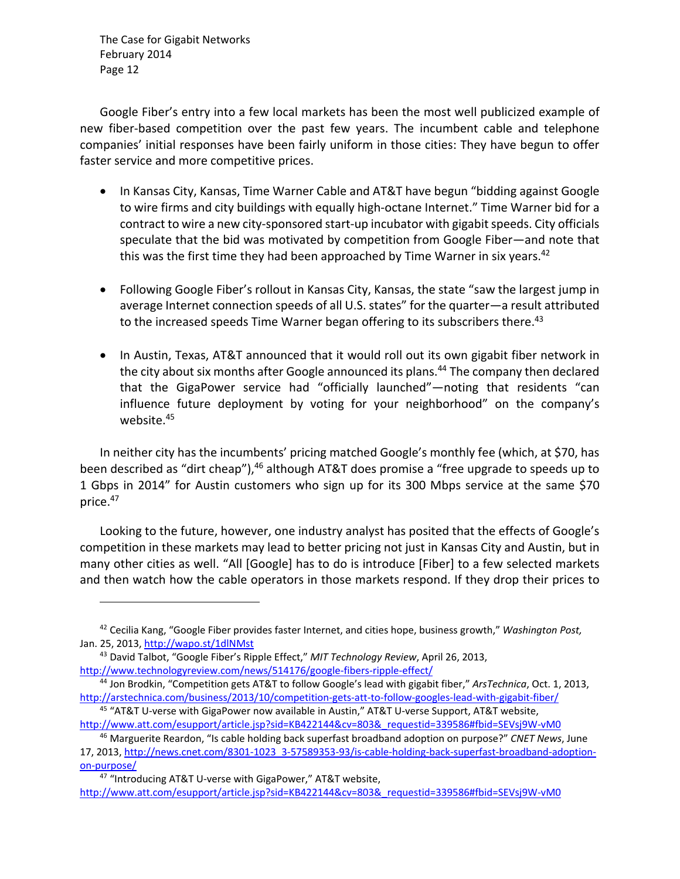Google Fiber's entry into a few local markets has been the most well publicized example of new fiber-based competition over the past few years. The incumbent cable and telephone companies' initial responses have been fairly uniform in those cities: They have begun to offer faster service and more competitive prices.

- In Kansas City, Kansas, Time Warner Cable and AT&T have begun "bidding against Google to wire firms and city buildings with equally high-octane Internet." Time Warner bid for a contract to wire a new city-sponsored start-up incubator with gigabit speeds. City officials speculate that the bid was motivated by competition from Google Fiber—and note that this was the first time they had been approached by Time Warner in six years.[42]

- Following Google Fiber's rollout in Kansas City, Kansas, the state "saw the largest jump in average Internet connection speeds of all U.S. states" for the quarter—a result attributed to the increased speeds Time Warner began offering to its subscribers there.[43]

- In Austin, Texas, AT&T announced that it would roll out its own gigabit fiber network in the city about six months after Google announced its plans.[44] The company then declared that the GigaPower service had "officially launched"—noting that residents "can influence future deployment by voting for your neighborhood" on the company's website.[45]

In neither city has the incumbents' pricing matched Google's monthly fee (which, at $70, has been described as "dirt cheap"),[46] although AT&T does promise a "free upgrade to speeds up to 1 Gbps in 2014" for Austin customers who sign up for its 300 Mbps service at the same $70 price.[47]

Looking to the future, however, one industry analyst has posited that the effects of Google's competition in these markets may lead to better pricing not just in Kansas City and Austin, but in many other cities as well. "All [Google] has to do is introduce [Fiber] to a few selected markets and then watch how the cable operators in those markets respond. If they drop their prices to

---

[42] Cecilia Kang, "Google Fiber provides faster Internet, and cities hope, business growth," *Washington Post,* Jan. 25, 2013, http://wapo.st/1dlNMst

[43] David Talbot, "Google Fiber's Ripple Effect," *MIT Technology Review*, April 26, 2013, http://www.technologyreview.com/news/514176/google-fibers-ripple-effect/

[44] Jon Brodkin, "Competition gets AT&T to follow Google's lead with gigabit fiber," *ArsTechnica*, Oct. 1, 2013, http://arstechnica.com/business/2013/10/competition-gets-att-to-follow-googles-lead-with-gigabit-fiber/

[45] "AT&T U-verse with GigaPower now available in Austin," AT&T U-verse Support, AT&T website, http://www.att.com/esupport/article.jsp?sid=KB422144&cv=803&_requestid=339586#fbid=SEVsj9W-vM0

[46] Marguerite Reardon, "Is cable holding back superfast broadband adoption on purpose?" *CNET News*, June 17, 2013, http://news.cnet.com/8301-1023_3-57589353-93/is-cable-holding-back-superfast-broadband-adoption-on-purpose/

[47] "Introducing AT&T U-verse with GigaPower," AT&T website, http://www.att.com/esupport/article.jsp?sid=KB422144&cv=803&_requestid=339586#fbid=SEVsj9W-vM0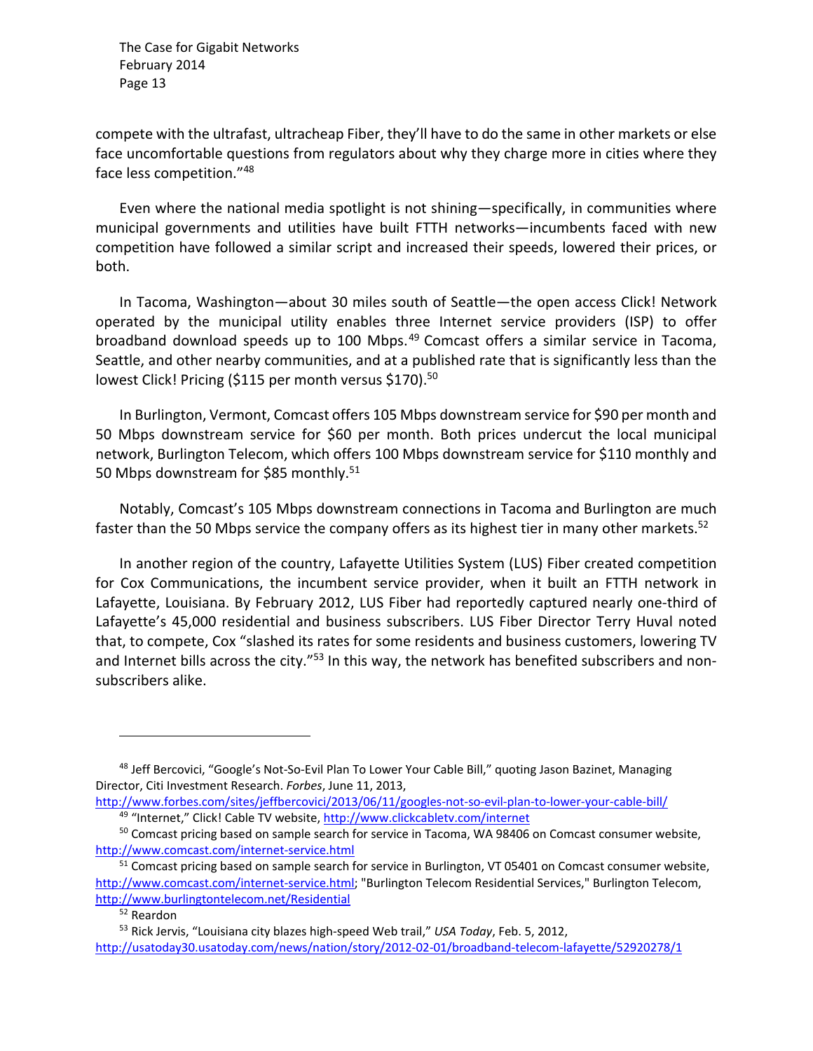compete with the ultrafast, ultracheap Fiber, they'll have to do the same in other markets or else face uncomfortable questions from regulators about why they charge more in cities where they face less competition."[48]

Even where the national media spotlight is not shining—specifically, in communities where municipal governments and utilities have built FTTH networks—incumbents faced with new competition have followed a similar script and increased their speeds, lowered their prices, or both.

In Tacoma, Washington—about 30 miles south of Seattle—the open access Click! Network operated by the municipal utility enables three Internet service providers (ISP) to offer broadband download speeds up to 100 Mbps.[49] Comcast offers a similar service in Tacoma, Seattle, and other nearby communities, and at a published rate that is significantly less than the lowest Click! Pricing ($115 per month versus $170).[50]

In Burlington, Vermont, Comcast offers 105 Mbps downstream service for $90 per month and 50 Mbps downstream service for $60 per month. Both prices undercut the local municipal network, Burlington Telecom, which offers 100 Mbps downstream service for $110 monthly and 50 Mbps downstream for $85 monthly.[51]

Notably, Comcast's 105 Mbps downstream connections in Tacoma and Burlington are much faster than the 50 Mbps service the company offers as its highest tier in many other markets.[52]

In another region of the country, Lafayette Utilities System (LUS) Fiber created competition for Cox Communications, the incumbent service provider, when it built an FTTH network in Lafayette, Louisiana. By February 2012, LUS Fiber had reportedly captured nearly one-third of Lafayette's 45,000 residential and business subscribers. LUS Fiber Director Terry Huval noted that, to compete, Cox "slashed its rates for some residents and business customers, lowering TV and Internet bills across the city."[53] In this way, the network has benefited subscribers and non-subscribers alike.

---

[48] Jeff Bercovici, "Google's Not-So-Evil Plan To Lower Your Cable Bill," quoting Jason Bazinet, Managing Director, Citi Investment Research. *Forbes*, June 11, 2013, http://www.forbes.com/sites/jeffbercovici/2013/06/11/googles-not-so-evil-plan-to-lower-your-cable-bill/

[49] "Internet," Click! Cable TV website, http://www.clickcabletv.com/internet

[50] Comcast pricing based on sample search for service in Tacoma, WA 98406 on Comcast consumer website, http://www.comcast.com/internet-service.html

[51] Comcast pricing based on sample search for service in Burlington, VT 05401 on Comcast consumer website, http://www.comcast.com/internet-service.html; "Burlington Telecom Residential Services," Burlington Telecom, http://www.burlingtontelecom.net/Residential

[52] Reardon

[53] Rick Jervis, "Louisiana city blazes high-speed Web trail," *USA Today*, Feb. 5, 2012, http://usatoday30.usatoday.com/news/nation/story/2012-02-01/broadband-telecom-lafayette/52920278/1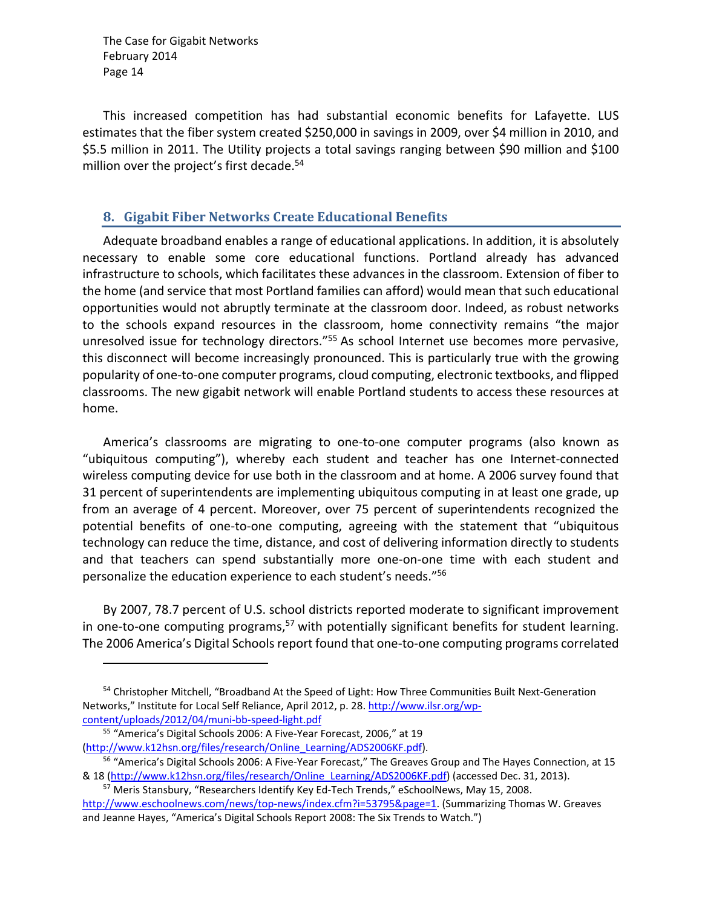This increased competition has had substantial economic benefits for Lafayette. LUS estimates that the fiber system created $250,000 in savings in 2009, over $4 million in 2010, and $5.5 million in 2011. The Utility projects a total savings ranging between $90 million and $100 million over the project's first decade.[54]

## 8. Gigabit Fiber Networks Create Educational Benefits

Adequate broadband enables a range of educational applications. In addition, it is absolutely necessary to enable some core educational functions. Portland already has advanced infrastructure to schools, which facilitates these advances in the classroom. Extension of fiber to the home (and service that most Portland families can afford) would mean that such educational opportunities would not abruptly terminate at the classroom door. Indeed, as robust networks to the schools expand resources in the classroom, home connectivity remains "the major unresolved issue for technology directors."[55] As school Internet use becomes more pervasive, this disconnect will become increasingly pronounced. This is particularly true with the growing popularity of one-to-one computer programs, cloud computing, electronic textbooks, and flipped classrooms. The new gigabit network will enable Portland students to access these resources at home.

America's classrooms are migrating to one-to-one computer programs (also known as "ubiquitous computing"), whereby each student and teacher has one Internet-connected wireless computing device for use both in the classroom and at home. A 2006 survey found that 31 percent of superintendents are implementing ubiquitous computing in at least one grade, up from an average of 4 percent. Moreover, over 75 percent of superintendents recognized the potential benefits of one-to-one computing, agreeing with the statement that "ubiquitous technology can reduce the time, distance, and cost of delivering information directly to students and that teachers can spend substantially more one-on-one time with each student and personalize the education experience to each student's needs."[56]

By 2007, 78.7 percent of U.S. school districts reported moderate to significant improvement in one-to-one computing programs,[57] with potentially significant benefits for student learning. The 2006 America's Digital Schools report found that one-to-one computing programs correlated

---

[54] Christopher Mitchell, "Broadband At the Speed of Light: How Three Communities Built Next-Generation Networks," Institute for Local Self Reliance, April 2012, p. 28. http://www.ilsr.org/wp-content/uploads/2012/04/muni-bb-speed-light.pdf

[55] "America's Digital Schools 2006: A Five-Year Forecast, 2006," at 19 (http://www.k12hsn.org/files/research/Online_Learning/ADS2006KF.pdf).

[56] "America's Digital Schools 2006: A Five-Year Forecast," The Greaves Group and The Hayes Connection, at 15 & 18 (http://www.k12hsn.org/files/research/Online_Learning/ADS2006KF.pdf) (accessed Dec. 31, 2013).

[57] Meris Stansbury, "Researchers Identify Key Ed-Tech Trends," eSchoolNews, May 15, 2008. http://www.eschoolnews.com/news/top-news/index.cfm?i=53795&page=1. (Summarizing Thomas W. Greaves and Jeanne Hayes, "America's Digital Schools Report 2008: The Six Trends to Watch.")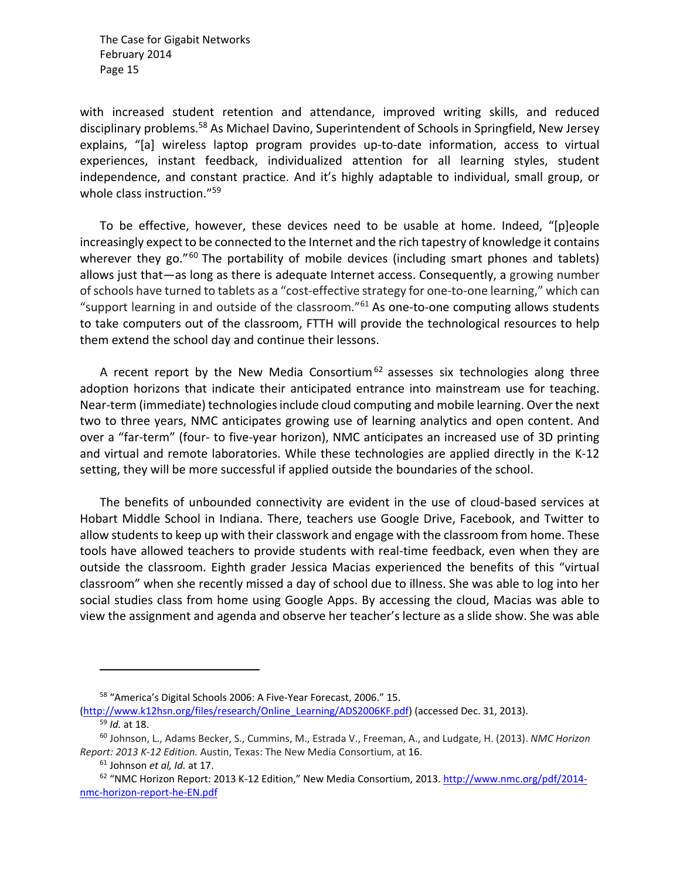with increased student retention and attendance, improved writing skills, and reduced disciplinary problems.[58] As Michael Davino, Superintendent of Schools in Springfield, New Jersey explains, "[a] wireless laptop program provides up-to-date information, access to virtual experiences, instant feedback, individualized attention for all learning styles, student independence, and constant practice. And it's highly adaptable to individual, small group, or whole class instruction."[59]

To be effective, however, these devices need to be usable at home. Indeed, "[p]eople increasingly expect to be connected to the Internet and the rich tapestry of knowledge it contains wherever they go."[60] The portability of mobile devices (including smart phones and tablets) allows just that—as long as there is adequate Internet access. Consequently, a growing number of schools have turned to tablets as a "cost-effective strategy for one-to-one learning," which can "support learning in and outside of the classroom."[61] As one-to-one computing allows students to take computers out of the classroom, FTTH will provide the technological resources to help them extend the school day and continue their lessons.

A recent report by the New Media Consortium[62] assesses six technologies along three adoption horizons that indicate their anticipated entrance into mainstream use for teaching. Near-term (immediate) technologies include cloud computing and mobile learning. Over the next two to three years, NMC anticipates growing use of learning analytics and open content. And over a "far-term" (four- to five-year horizon), NMC anticipates an increased use of 3D printing and virtual and remote laboratories. While these technologies are applied directly in the K-12 setting, they will be more successful if applied outside the boundaries of the school.

The benefits of unbounded connectivity are evident in the use of cloud-based services at Hobart Middle School in Indiana. There, teachers use Google Drive, Facebook, and Twitter to allow students to keep up with their classwork and engage with the classroom from home. These tools have allowed teachers to provide students with real-time feedback, even when they are outside the classroom. Eighth grader Jessica Macias experienced the benefits of this "virtual classroom" when she recently missed a day of school due to illness. She was able to log into her social studies class from home using Google Apps. By accessing the cloud, Macias was able to view the assignment and agenda and observe her teacher's lecture as a slide show. She was able

---

[58] "America's Digital Schools 2006: A Five-Year Forecast, 2006." 15. (http://www.k12hsn.org/files/research/Online_Learning/ADS2006KF.pdf) (accessed Dec. 31, 2013).

[59] *Id.* at 18.

[60] Johnson, L., Adams Becker, S., Cummins, M., Estrada V., Freeman, A., and Ludgate, H. (2013). *NMC Horizon Report: 2013 K-12 Edition.* Austin, Texas: The New Media Consortium, at 16.

[61] Johnson *et al, Id.* at 17.

[62] "NMC Horizon Report: 2013 K-12 Edition," New Media Consortium, 2013. http://www.nmc.org/pdf/2014-nmc-horizon-report-he-EN.pdf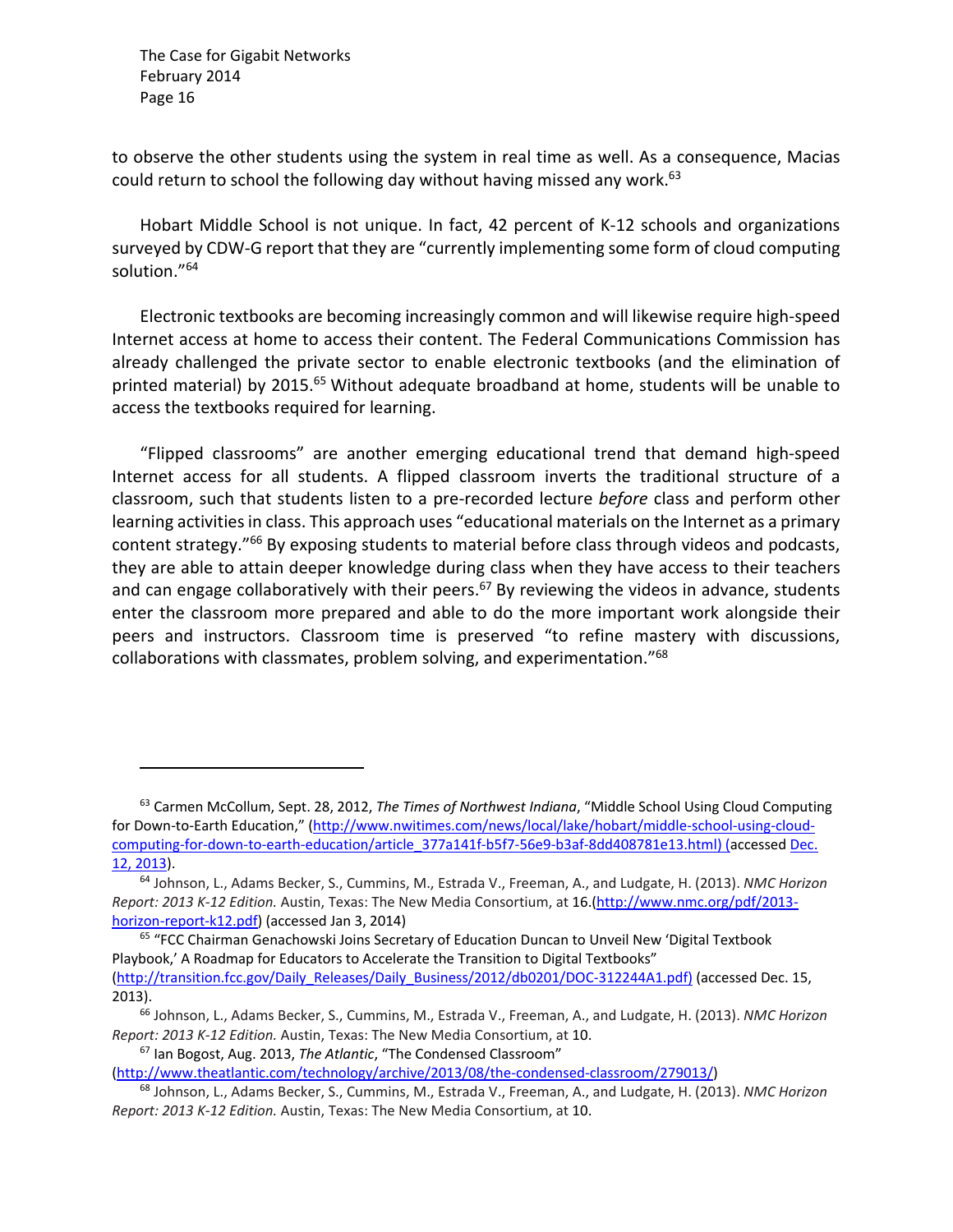to observe the other students using the system in real time as well. As a consequence, Macias could return to school the following day without having missed any work.[63]

Hobart Middle School is not unique. In fact, 42 percent of K-12 schools and organizations surveyed by CDW-G report that they are "currently implementing some form of cloud computing solution."[64]

Electronic textbooks are becoming increasingly common and will likewise require high-speed Internet access at home to access their content. The Federal Communications Commission has already challenged the private sector to enable electronic textbooks (and the elimination of printed material) by 2015.[65] Without adequate broadband at home, students will be unable to access the textbooks required for learning.

"Flipped classrooms" are another emerging educational trend that demand high-speed Internet access for all students. A flipped classroom inverts the traditional structure of a classroom, such that students listen to a pre-recorded lecture *before* class and perform other learning activities in class. This approach uses "educational materials on the Internet as a primary content strategy."[66] By exposing students to material before class through videos and podcasts, they are able to attain deeper knowledge during class when they have access to their teachers and can engage collaboratively with their peers.[67] By reviewing the videos in advance, students enter the classroom more prepared and able to do the more important work alongside their peers and instructors. Classroom time is preserved "to refine mastery with discussions, collaborations with classmates, problem solving, and experimentation."[68]

---

[63] Carmen McCollum, Sept. 28, 2012, *The Times of Northwest Indiana*, "Middle School Using Cloud Computing for Down-to-Earth Education," (http://www.nwitimes.com/news/local/lake/hobart/middle-school-using-cloud-computing-for-down-to-earth-education/article_377a141f-b5f7-56e9-b3af-8dd408781e13.html) (accessed Dec. 12, 2013).

[64] Johnson, L., Adams Becker, S., Cummins, M., Estrada V., Freeman, A., and Ludgate, H. (2013). *NMC Horizon Report: 2013 K-12 Edition.* Austin, Texas: The New Media Consortium, at 16.(http://www.nmc.org/pdf/2013-horizon-report-k12.pdf) (accessed Jan 3, 2014)

[65] "FCC Chairman Genachowski Joins Secretary of Education Duncan to Unveil New 'Digital Textbook Playbook,' A Roadmap for Educators to Accelerate the Transition to Digital Textbooks" (http://transition.fcc.gov/Daily_Releases/Daily_Business/2012/db0201/DOC-312244A1.pdf) (accessed Dec. 15, 2013).

[66] Johnson, L., Adams Becker, S., Cummins, M., Estrada V., Freeman, A., and Ludgate, H. (2013). *NMC Horizon Report: 2013 K-12 Edition.* Austin, Texas: The New Media Consortium, at 10.

[67] Ian Bogost, Aug. 2013, *The Atlantic*, "The Condensed Classroom" (http://www.theatlantic.com/technology/archive/2013/08/the-condensed-classroom/279013/)

[68] Johnson, L., Adams Becker, S., Cummins, M., Estrada V., Freeman, A., and Ludgate, H. (2013). *NMC Horizon Report: 2013 K-12 Edition.* Austin, Texas: The New Media Consortium, at 10.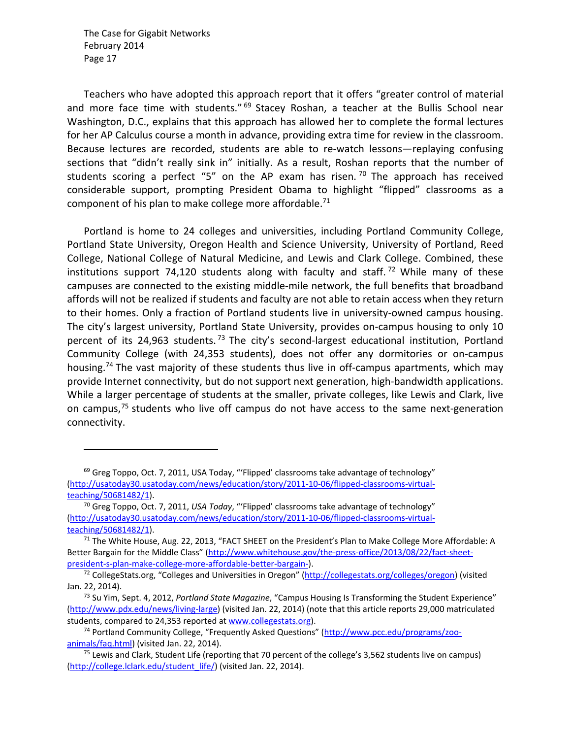Teachers who have adopted this approach report that it offers "greater control of material and more face time with students."[69] Stacey Roshan, a teacher at the Bullis School near Washington, D.C., explains that this approach has allowed her to complete the formal lectures for her AP Calculus course a month in advance, providing extra time for review in the classroom. Because lectures are recorded, students are able to re-watch lessons—replaying confusing sections that "didn't really sink in" initially. As a result, Roshan reports that the number of students scoring a perfect "5" on the AP exam has risen.[70] The approach has received considerable support, prompting President Obama to highlight "flipped" classrooms as a component of his plan to make college more affordable.[71]

Portland is home to 24 colleges and universities, including Portland Community College, Portland State University, Oregon Health and Science University, University of Portland, Reed College, National College of Natural Medicine, and Lewis and Clark College. Combined, these institutions support 74,120 students along with faculty and staff.[72] While many of these campuses are connected to the existing middle-mile network, the full benefits that broadband affords will not be realized if students and faculty are not able to retain access when they return to their homes. Only a fraction of Portland students live in university-owned campus housing. The city's largest university, Portland State University, provides on-campus housing to only 10 percent of its 24,963 students.[73] The city's second-largest educational institution, Portland Community College (with 24,353 students), does not offer any dormitories or on-campus housing.[74] The vast majority of these students thus live in off-campus apartments, which may provide Internet connectivity, but do not support next generation, high-bandwidth applications. While a larger percentage of students at the smaller, private colleges, like Lewis and Clark, live on campus,[75] students who live off campus do not have access to the same next-generation connectivity.

---

[69] Greg Toppo, Oct. 7, 2011, USA Today, "'Flipped' classrooms take advantage of technology" (http://usatoday30.usatoday.com/news/education/story/2011-10-06/flipped-classrooms-virtual-teaching/50681482/1).

[70] Greg Toppo, Oct. 7, 2011, *USA Today*, "'Flipped' classrooms take advantage of technology" (http://usatoday30.usatoday.com/news/education/story/2011-10-06/flipped-classrooms-virtual-teaching/50681482/1).

[71] The White House, Aug. 22, 2013, "FACT SHEET on the President's Plan to Make College More Affordable: A Better Bargain for the Middle Class" (http://www.whitehouse.gov/the-press-office/2013/08/22/fact-sheet-president-s-plan-make-college-more-affordable-better-bargain-).

[72] CollegeStats.org, "Colleges and Universities in Oregon" (http://collegestats.org/colleges/oregon) (visited Jan. 22, 2014).

[73] Su Yim, Sept. 4, 2012, *Portland State Magazine*, "Campus Housing Is Transforming the Student Experience" (http://www.pdx.edu/news/living-large) (visited Jan. 22, 2014) (note that this article reports 29,000 matriculated students, compared to 24,353 reported at www.collegestats.org).

[74] Portland Community College, "Frequently Asked Questions" (http://www.pcc.edu/programs/zoo-animals/faq.html) (visited Jan. 22, 2014).

[75] Lewis and Clark, Student Life (reporting that 70 percent of the college's 3,562 students live on campus) (http://college.lclark.edu/student_life/) (visited Jan. 22, 2014).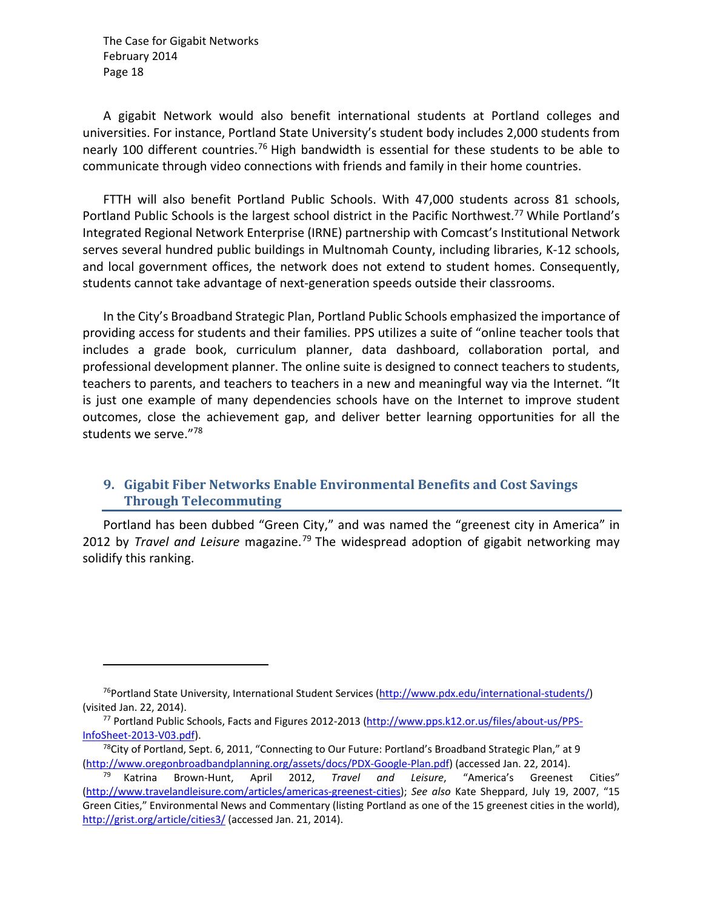A gigabit Network would also benefit international students at Portland colleges and universities. For instance, Portland State University's student body includes 2,000 students from nearly 100 different countries.[76] High bandwidth is essential for these students to be able to communicate through video connections with friends and family in their home countries.

FTTH will also benefit Portland Public Schools. With 47,000 students across 81 schools, Portland Public Schools is the largest school district in the Pacific Northwest.[77] While Portland's Integrated Regional Network Enterprise (IRNE) partnership with Comcast's Institutional Network serves several hundred public buildings in Multnomah County, including libraries, K-12 schools, and local government offices, the network does not extend to student homes. Consequently, students cannot take advantage of next-generation speeds outside their classrooms.

In the City's Broadband Strategic Plan, Portland Public Schools emphasized the importance of providing access for students and their families. PPS utilizes a suite of "online teacher tools that includes a grade book, curriculum planner, data dashboard, collaboration portal, and professional development planner. The online suite is designed to connect teachers to students, teachers to parents, and teachers to teachers in a new and meaningful way via the Internet. "It is just one example of many dependencies schools have on the Internet to improve student outcomes, close the achievement gap, and deliver better learning opportunities for all the students we serve."[78]

## 9. Gigabit Fiber Networks Enable Environmental Benefits and Cost Savings Through Telecommuting

Portland has been dubbed "Green City," and was named the "greenest city in America" in 2012 by *Travel and Leisure* magazine.[79] The widespread adoption of gigabit networking may solidify this ranking.

---

[76] Portland State University, International Student Services (http://www.pdx.edu/international-students/) (visited Jan. 22, 2014).

[77] Portland Public Schools, Facts and Figures 2012-2013 (http://www.pps.k12.or.us/files/about-us/PPS-InfoSheet-2013-V03.pdf).

[78] City of Portland, Sept. 6, 2011, "Connecting to Our Future: Portland's Broadband Strategic Plan," at 9 (http://www.oregonbroadbandplanning.org/assets/docs/PDX-Google-Plan.pdf) (accessed Jan. 22, 2014).

[79] Katrina Brown-Hunt, April 2012, *Travel and Leisure*, "America's Greenest Cities" (http://www.travelandleisure.com/articles/americas-greenest-cities); *See also* Kate Sheppard, July 19, 2007, "15 Green Cities," Environmental News and Commentary (listing Portland as one of the 15 greenest cities in the world), http://grist.org/article/cities3/ (accessed Jan. 21, 2014).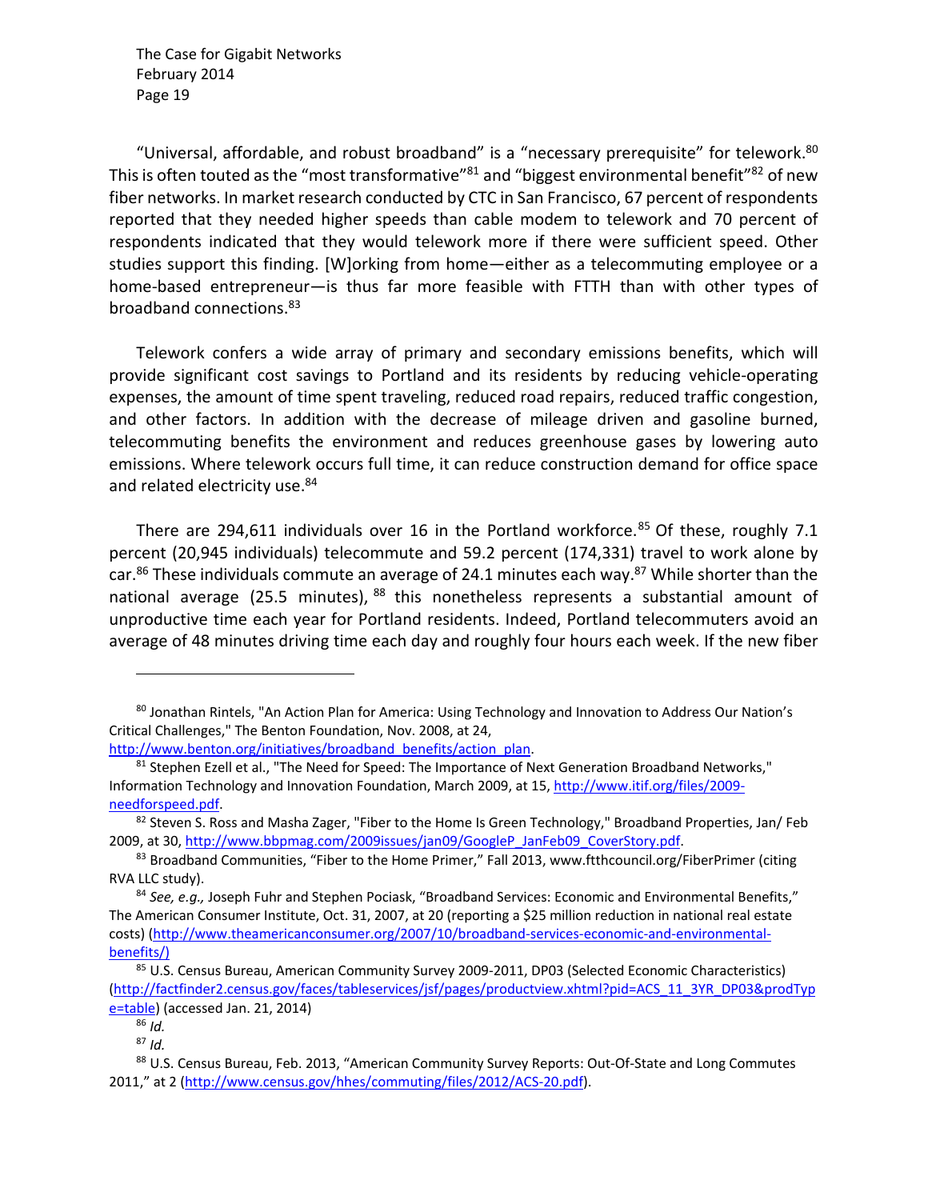"Universal, affordable, and robust broadband" is a "necessary prerequisite" for telework.[80] This is often touted as the "most transformative"[81] and "biggest environmental benefit"[82] of new fiber networks. In market research conducted by CTC in San Francisco, 67 percent of respondents reported that they needed higher speeds than cable modem to telework and 70 percent of respondents indicated that they would telework more if there were sufficient speed. Other studies support this finding. [W]orking from home—either as a telecommuting employee or a home-based entrepreneur—is thus far more feasible with FTTH than with other types of broadband connections.[83]

Telework confers a wide array of primary and secondary emissions benefits, which will provide significant cost savings to Portland and its residents by reducing vehicle-operating expenses, the amount of time spent traveling, reduced road repairs, reduced traffic congestion, and other factors. In addition with the decrease of mileage driven and gasoline burned, telecommuting benefits the environment and reduces greenhouse gases by lowering auto emissions. Where telework occurs full time, it can reduce construction demand for office space and related electricity use.[84]

There are 294,611 individuals over 16 in the Portland workforce.[85] Of these, roughly 7.1 percent (20,945 individuals) telecommute and 59.2 percent (174,331) travel to work alone by car.[86] These individuals commute an average of 24.1 minutes each way.[87] While shorter than the national average (25.5 minutes),[88] this nonetheless represents a substantial amount of unproductive time each year for Portland residents. Indeed, Portland telecommuters avoid an average of 48 minutes driving time each day and roughly four hours each week. If the new fiber

---

[80] Jonathan Rintels, "An Action Plan for America: Using Technology and Innovation to Address Our Nation's Critical Challenges," The Benton Foundation, Nov. 2008, at 24, http://www.benton.org/initiatives/broadband_benefits/action_plan.

[81] Stephen Ezell et al., "The Need for Speed: The Importance of Next Generation Broadband Networks," Information Technology and Innovation Foundation, March 2009, at 15, http://www.itif.org/files/2009-needforspeed.pdf.

[82] Steven S. Ross and Masha Zager, "Fiber to the Home Is Green Technology," Broadband Properties, Jan/ Feb 2009, at 30, http://www.bbpmag.com/2009issues/jan09/GoogleP_JanFeb09_CoverStory.pdf.

[83] Broadband Communities, "Fiber to the Home Primer," Fall 2013, www.ftthcouncil.org/FiberPrimer (citing RVA LLC study).

[84] *See, e.g.,* Joseph Fuhr and Stephen Pociask, "Broadband Services: Economic and Environmental Benefits," The American Consumer Institute, Oct. 31, 2007, at 20 (reporting a $25 million reduction in national real estate costs) (http://www.theamericanconsumer.org/2007/10/broadband-services-economic-and-environmental-benefits/)

[85] U.S. Census Bureau, American Community Survey 2009-2011, DP03 (Selected Economic Characteristics) (http://factfinder2.census.gov/faces/tableservices/jsf/pages/productview.xhtml?pid=ACS_11_3YR_DP03&prodType=table) (accessed Jan. 21, 2014)

[86] *Id.*

[87] *Id.*

[88] U.S. Census Bureau, Feb. 2013, "American Community Survey Reports: Out-Of-State and Long Commutes 2011," at 2 (http://www.census.gov/hhes/commuting/files/2012/ACS-20.pdf).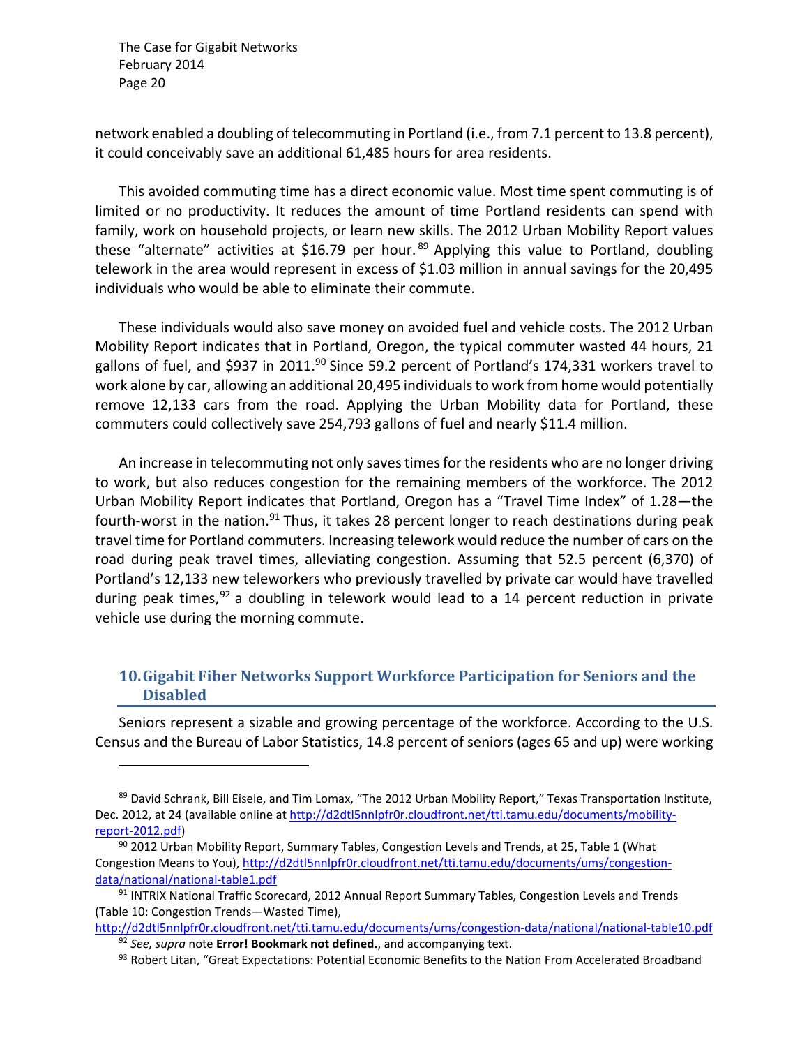network enabled a doubling of telecommuting in Portland (i.e., from 7.1 percent to 13.8 percent), it could conceivably save an additional 61,485 hours for area residents.

This avoided commuting time has a direct economic value. Most time spent commuting is of limited or no productivity. It reduces the amount of time Portland residents can spend with family, work on household projects, or learn new skills. The 2012 Urban Mobility Report values these "alternate" activities at $16.79 per hour.[89] Applying this value to Portland, doubling telework in the area would represent in excess of $1.03 million in annual savings for the 20,495 individuals who would be able to eliminate their commute.

These individuals would also save money on avoided fuel and vehicle costs. The 2012 Urban Mobility Report indicates that in Portland, Oregon, the typical commuter wasted 44 hours, 21 gallons of fuel, and $937 in 2011.[90] Since 59.2 percent of Portland's 174,331 workers travel to work alone by car, allowing an additional 20,495 individuals to work from home would potentially remove 12,133 cars from the road. Applying the Urban Mobility data for Portland, these commuters could collectively save 254,793 gallons of fuel and nearly $11.4 million.

An increase in telecommuting not only saves times for the residents who are no longer driving to work, but also reduces congestion for the remaining members of the workforce. The 2012 Urban Mobility Report indicates that Portland, Oregon has a "Travel Time Index" of 1.28—the fourth-worst in the nation.[91] Thus, it takes 28 percent longer to reach destinations during peak travel time for Portland commuters. Increasing telework would reduce the number of cars on the road during peak travel times, alleviating congestion. Assuming that 52.5 percent (6,370) of Portland's 12,133 new teleworkers who previously travelled by private car would have travelled during peak times,[92] a doubling in telework would lead to a 14 percent reduction in private vehicle use during the morning commute.

## 10. Gigabit Fiber Networks Support Workforce Participation for Seniors and the Disabled

Seniors represent a sizable and growing percentage of the workforce. According to the U.S. Census and the Bureau of Labor Statistics, 14.8 percent of seniors (ages 65 and up) were working

---

[89] David Schrank, Bill Eisele, and Tim Lomax, "The 2012 Urban Mobility Report," Texas Transportation Institute, Dec. 2012, at 24 (available online at http://d2dtl5nnlpfr0r.cloudfront.net/tti.tamu.edu/documents/mobility-report-2012.pdf)

[90] 2012 Urban Mobility Report, Summary Tables, Congestion Levels and Trends, at 25, Table 1 (What Congestion Means to You), http://d2dtl5nnlpfr0r.cloudfront.net/tti.tamu.edu/documents/ums/congestion-data/national/national-table1.pdf

[91] INTRIX National Traffic Scorecard, 2012 Annual Report Summary Tables, Congestion Levels and Trends (Table 10: Congestion Trends—Wasted Time), http://d2dtl5nnlpfr0r.cloudfront.net/tti.tamu.edu/documents/ums/congestion-data/national/national-table10.pdf

[92] *See, supra* note **Error! Bookmark not defined.**, and accompanying text.

[93] Robert Litan, "Great Expectations: Potential Economic Benefits to the Nation From Accelerated Broadband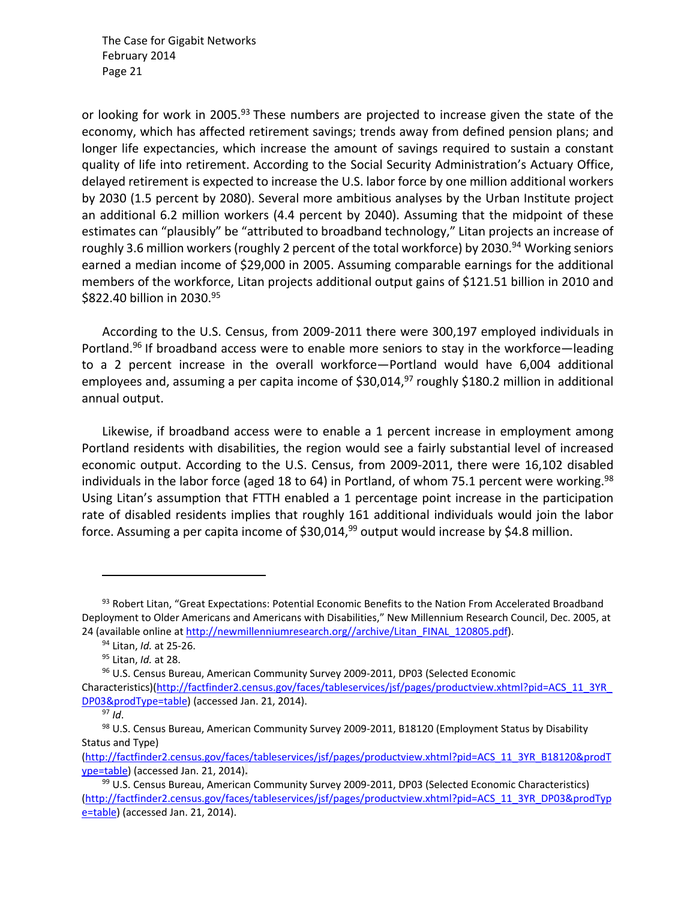or looking for work in 2005.[93] These numbers are projected to increase given the state of the economy, which has affected retirement savings; trends away from defined pension plans; and longer life expectancies, which increase the amount of savings required to sustain a constant quality of life into retirement. According to the Social Security Administration's Actuary Office, delayed retirement is expected to increase the U.S. labor force by one million additional workers by 2030 (1.5 percent by 2080). Several more ambitious analyses by the Urban Institute project an additional 6.2 million workers (4.4 percent by 2040). Assuming that the midpoint of these estimates can "plausibly" be "attributed to broadband technology," Litan projects an increase of roughly 3.6 million workers (roughly 2 percent of the total workforce) by 2030.[94] Working seniors earned a median income of $29,000 in 2005. Assuming comparable earnings for the additional members of the workforce, Litan projects additional output gains of $121.51 billion in 2010 and $822.40 billion in 2030.[95]

According to the U.S. Census, from 2009-2011 there were 300,197 employed individuals in Portland.[96] If broadband access were to enable more seniors to stay in the workforce—leading to a 2 percent increase in the overall workforce—Portland would have 6,004 additional employees and, assuming a per capita income of $30,014,[97] roughly $180.2 million in additional annual output.

Likewise, if broadband access were to enable a 1 percent increase in employment among Portland residents with disabilities, the region would see a fairly substantial level of increased economic output. According to the U.S. Census, from 2009-2011, there were 16,102 disabled individuals in the labor force (aged 18 to 64) in Portland, of whom 75.1 percent were working.[98] Using Litan's assumption that FTTH enabled a 1 percentage point increase in the participation rate of disabled residents implies that roughly 161 additional individuals would join the labor force. Assuming a per capita income of $30,014,[99] output would increase by $4.8 million.

---

[93] Robert Litan, "Great Expectations: Potential Economic Benefits to the Nation From Accelerated Broadband Deployment to Older Americans and Americans with Disabilities," New Millennium Research Council, Dec. 2005, at 24 (available online at http://newmillenniumresearch.org//archive/Litan_FINAL_120805.pdf).

[94] Litan, *Id.* at 25-26.

[95] Litan, *Id.* at 28.

[96] U.S. Census Bureau, American Community Survey 2009-2011, DP03 (Selected Economic Characteristics)(http://factfinder2.census.gov/faces/tableservices/jsf/pages/productview.xhtml?pid=ACS_11_3YR_DP03&prodType=table) (accessed Jan. 21, 2014).

[97] *Id*.

[98] U.S. Census Bureau, American Community Survey 2009-2011, B18120 (Employment Status by Disability Status and Type) (http://factfinder2.census.gov/faces/tableservices/jsf/pages/productview.xhtml?pid=ACS_11_3YR_B18120&prodType=table) (accessed Jan. 21, 2014).

[99] U.S. Census Bureau, American Community Survey 2009-2011, DP03 (Selected Economic Characteristics) (http://factfinder2.census.gov/faces/tableservices/jsf/pages/productview.xhtml?pid=ACS_11_3YR_DP03&prodType=table) (accessed Jan. 21, 2014).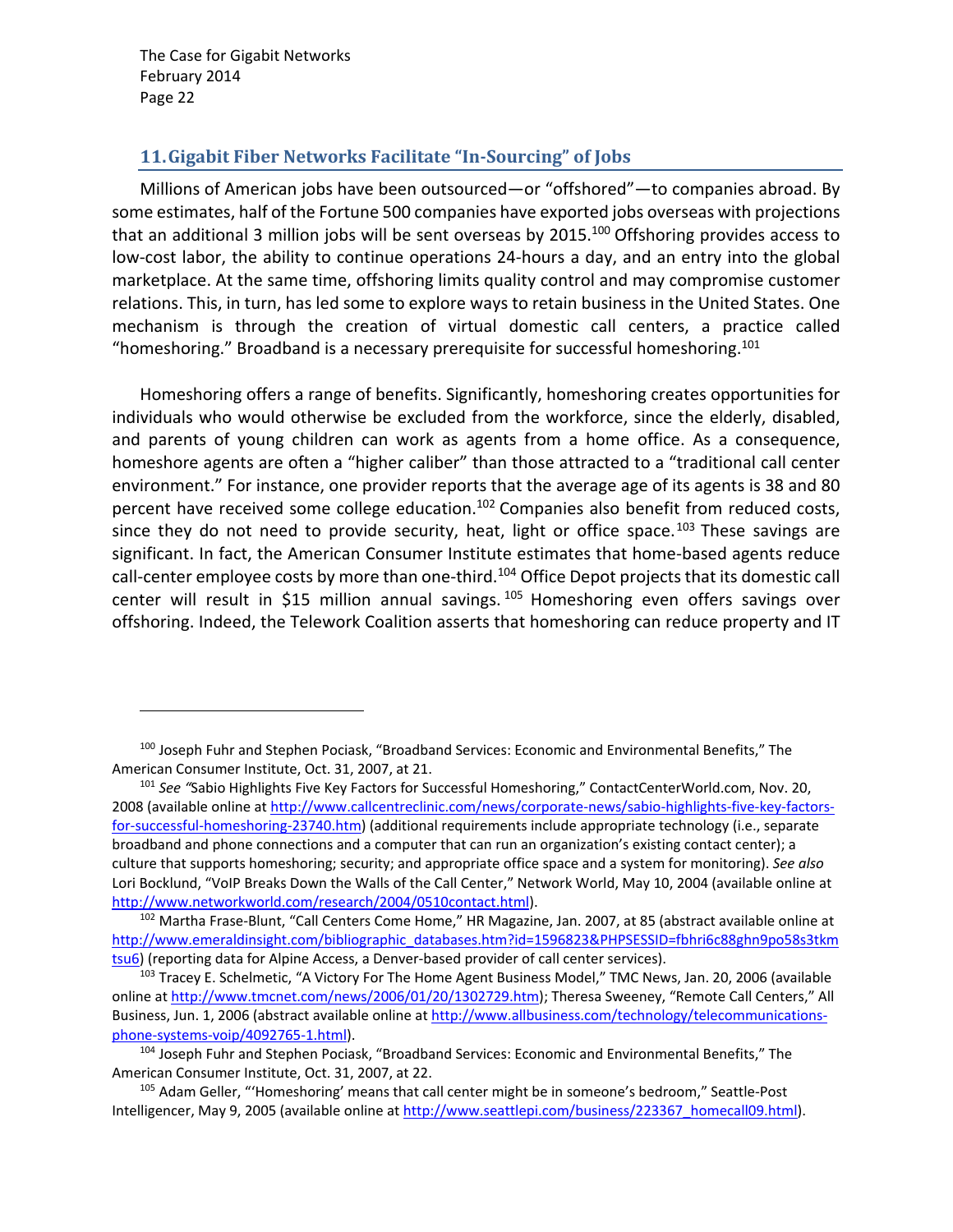## 11. Gigabit Fiber Networks Facilitate "In-Sourcing" of Jobs

Millions of American jobs have been outsourced—or "offshored"—to companies abroad. By some estimates, half of the Fortune 500 companies have exported jobs overseas with projections that an additional 3 million jobs will be sent overseas by 2015.[100] Offshoring provides access to low-cost labor, the ability to continue operations 24-hours a day, and an entry into the global marketplace. At the same time, offshoring limits quality control and may compromise customer relations. This, in turn, has led some to explore ways to retain business in the United States. One mechanism is through the creation of virtual domestic call centers, a practice called "homeshoring." Broadband is a necessary prerequisite for successful homeshoring.[101]

Homeshoring offers a range of benefits. Significantly, homeshoring creates opportunities for individuals who would otherwise be excluded from the workforce, since the elderly, disabled, and parents of young children can work as agents from a home office. As a consequence, homeshore agents are often a "higher caliber" than those attracted to a "traditional call center environment." For instance, one provider reports that the average age of its agents is 38 and 80 percent have received some college education.[102] Companies also benefit from reduced costs, since they do not need to provide security, heat, light or office space.[103] These savings are significant. In fact, the American Consumer Institute estimates that home-based agents reduce call-center employee costs by more than one-third.[104] Office Depot projects that its domestic call center will result in $15 million annual savings.[105] Homeshoring even offers savings over offshoring. Indeed, the Telework Coalition asserts that homeshoring can reduce property and IT

---

[100] Joseph Fuhr and Stephen Pociask, "Broadband Services: Economic and Environmental Benefits," The American Consumer Institute, Oct. 31, 2007, at 21.

[101] *See* "Sabio Highlights Five Key Factors for Successful Homeshoring," ContactCenterWorld.com, Nov. 20, 2008 (available online at http://www.callcentreclinic.com/news/corporate-news/sabio-highlights-five-key-factors-for-successful-homeshoring-23740.htm) (additional requirements include appropriate technology (i.e., separate broadband and phone connections and a computer that can run an organization's existing contact center); a culture that supports homeshoring; security; and appropriate office space and a system for monitoring). *See also* Lori Bocklund, "VoIP Breaks Down the Walls of the Call Center," Network World, May 10, 2004 (available online at http://www.networkworld.com/research/2004/0510contact.html).

[102] Martha Frase-Blunt, "Call Centers Come Home," HR Magazine, Jan. 2007, at 85 (abstract available online at http://www.emeraldinsight.com/bibliographic_databases.htm?id=1596823&PHPSESSID=fbhri6c88ghn9po58s3tkmtsu6) (reporting data for Alpine Access, a Denver-based provider of call center services).

[103] Tracey E. Schelmetic, "A Victory For The Home Agent Business Model," TMC News, Jan. 20, 2006 (available online at http://www.tmcnet.com/news/2006/01/20/1302729.htm); Theresa Sweeney, "Remote Call Centers," All Business, Jun. 1, 2006 (abstract available online at http://www.allbusiness.com/technology/telecommunications-phone-systems-voip/4092765-1.html).

[104] Joseph Fuhr and Stephen Pociask, "Broadband Services: Economic and Environmental Benefits," The American Consumer Institute, Oct. 31, 2007, at 22.

[105] Adam Geller, "'Homeshoring' means that call center might be in someone's bedroom," Seattle-Post Intelligencer, May 9, 2005 (available online at http://www.seattlepi.com/business/223367_homecall09.html).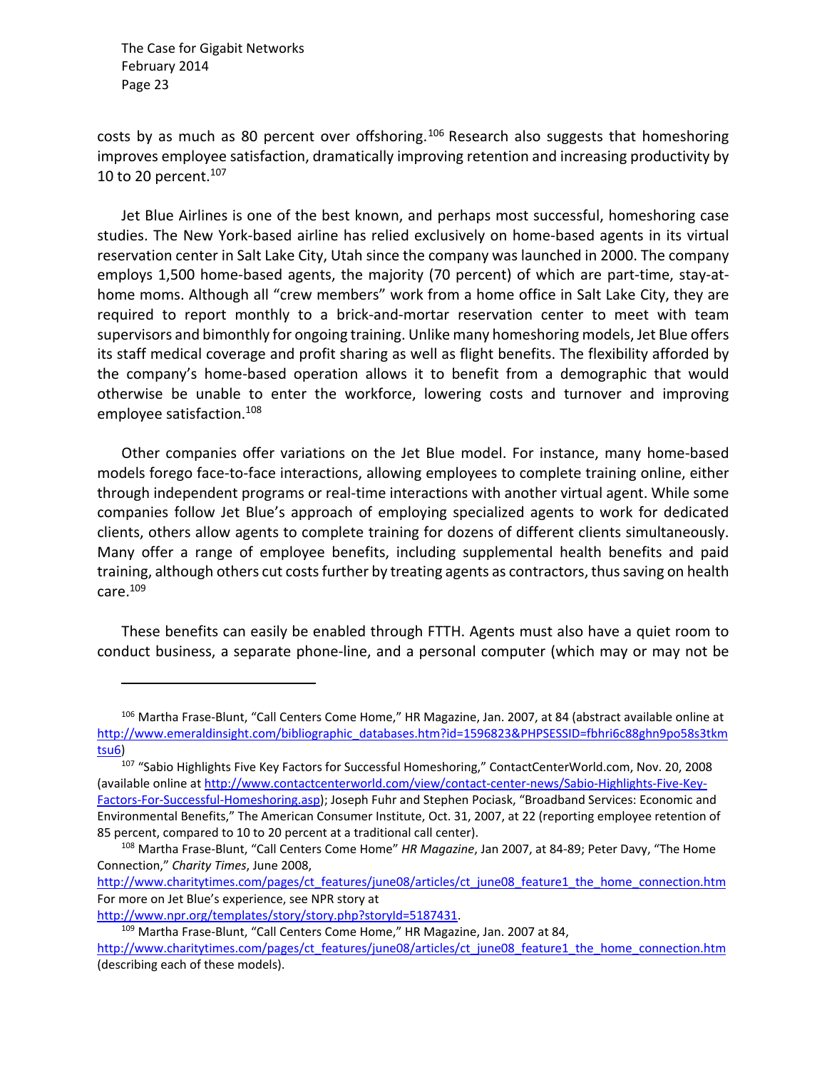costs by as much as 80 percent over offshoring.[106] Research also suggests that homeshoring improves employee satisfaction, dramatically improving retention and increasing productivity by 10 to 20 percent.[107]

Jet Blue Airlines is one of the best known, and perhaps most successful, homeshoring case studies. The New York-based airline has relied exclusively on home-based agents in its virtual reservation center in Salt Lake City, Utah since the company was launched in 2000. The company employs 1,500 home-based agents, the majority (70 percent) of which are part-time, stay-at-home moms. Although all "crew members" work from a home office in Salt Lake City, they are required to report monthly to a brick-and-mortar reservation center to meet with team supervisors and bimonthly for ongoing training. Unlike many homeshoring models, Jet Blue offers its staff medical coverage and profit sharing as well as flight benefits. The flexibility afforded by the company's home-based operation allows it to benefit from a demographic that would otherwise be unable to enter the workforce, lowering costs and turnover and improving employee satisfaction.[108]

Other companies offer variations on the Jet Blue model. For instance, many home-based models forego face-to-face interactions, allowing employees to complete training online, either through independent programs or real-time interactions with another virtual agent. While some companies follow Jet Blue's approach of employing specialized agents to work for dedicated clients, others allow agents to complete training for dozens of different clients simultaneously. Many offer a range of employee benefits, including supplemental health benefits and paid training, although others cut costs further by treating agents as contractors, thus saving on health care.[109]

These benefits can easily be enabled through FTTH. Agents must also have a quiet room to conduct business, a separate phone-line, and a personal computer (which may or may not be

---

[106] Martha Frase-Blunt, "Call Centers Come Home," HR Magazine, Jan. 2007, at 84 (abstract available online at http://www.emeraldinsight.com/bibliographic_databases.htm?id=1596823&PHPSESSID=fbhri6c88ghn9po58s3tkmtsu6)

[107] "Sabio Highlights Five Key Factors for Successful Homeshoring," ContactCenterWorld.com, Nov. 20, 2008 (available online at http://www.contactcenterworld.com/view/contact-center-news/Sabio-Highlights-Five-Key-Factors-For-Successful-Homeshoring.asp); Joseph Fuhr and Stephen Pociask, "Broadband Services: Economic and Environmental Benefits," The American Consumer Institute, Oct. 31, 2007, at 22 (reporting employee retention of 85 percent, compared to 10 to 20 percent at a traditional call center).

[108] Martha Frase-Blunt, "Call Centers Come Home" *HR Magazine*, Jan 2007, at 84-89; Peter Davy, "The Home Connection," *Charity Times*, June 2008, http://www.charitytimes.com/pages/ct_features/june08/articles/ct_june08_feature1_the_home_connection.htm For more on Jet Blue's experience, see NPR story at http://www.npr.org/templates/story/story.php?storyId=5187431.

[109] Martha Frase-Blunt, "Call Centers Come Home," HR Magazine, Jan. 2007 at 84, http://www.charitytimes.com/pages/ct_features/june08/articles/ct_june08_feature1_the_home_connection.htm (describing each of these models).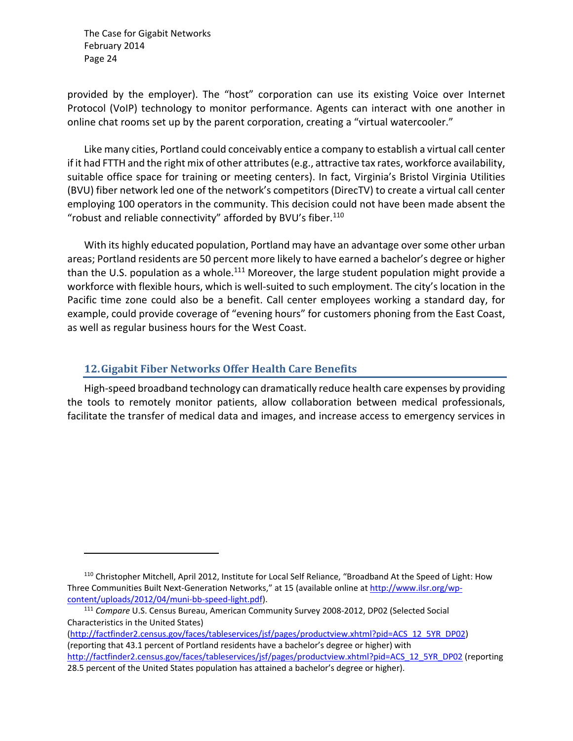provided by the employer). The "host" corporation can use its existing Voice over Internet Protocol (VoIP) technology to monitor performance. Agents can interact with one another in online chat rooms set up by the parent corporation, creating a "virtual watercooler."

Like many cities, Portland could conceivably entice a company to establish a virtual call center if it had FTTH and the right mix of other attributes (e.g., attractive tax rates, workforce availability, suitable office space for training or meeting centers). In fact, Virginia's Bristol Virginia Utilities (BVU) fiber network led one of the network's competitors (DirecTV) to create a virtual call center employing 100 operators in the community. This decision could not have been made absent the "robust and reliable connectivity" afforded by BVU's fiber.[110]

With its highly educated population, Portland may have an advantage over some other urban areas; Portland residents are 50 percent more likely to have earned a bachelor's degree or higher than the U.S. population as a whole.[111] Moreover, the large student population might provide a workforce with flexible hours, which is well-suited to such employment. The city's location in the Pacific time zone could also be a benefit. Call center employees working a standard day, for example, could provide coverage of "evening hours" for customers phoning from the East Coast, as well as regular business hours for the West Coast.

## 12. Gigabit Fiber Networks Offer Health Care Benefits

High-speed broadband technology can dramatically reduce health care expenses by providing the tools to remotely monitor patients, allow collaboration between medical professionals, facilitate the transfer of medical data and images, and increase access to emergency services in

---

[110] Christopher Mitchell, April 2012, Institute for Local Self Reliance, "Broadband At the Speed of Light: How Three Communities Built Next-Generation Networks," at 15 (available online at http://www.ilsr.org/wp-content/uploads/2012/04/muni-bb-speed-light.pdf).

[111] *Compare* U.S. Census Bureau, American Community Survey 2008-2012, DP02 (Selected Social Characteristics in the United States) (http://factfinder2.census.gov/faces/tableservices/jsf/pages/productview.xhtml?pid=ACS_12_5YR_DP02) (reporting that 43.1 percent of Portland residents have a bachelor's degree or higher) with http://factfinder2.census.gov/faces/tableservices/jsf/pages/productview.xhtml?pid=ACS_12_5YR_DP02 (reporting 28.5 percent of the United States population has attained a bachelor's degree or higher).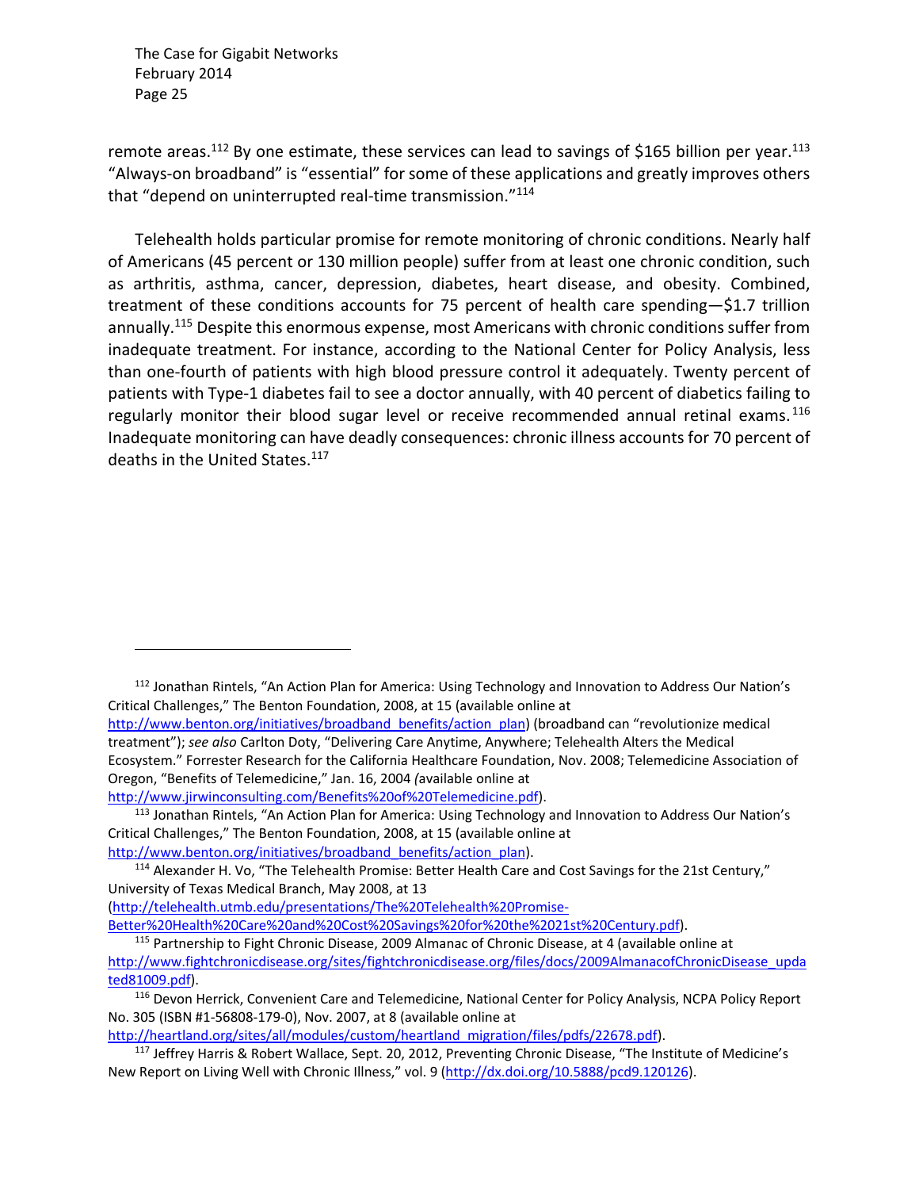remote areas.[112] By one estimate, these services can lead to savings of $165 billion per year.[113] "Always-on broadband" is "essential" for some of these applications and greatly improves others that "depend on uninterrupted real-time transmission."[114]

Telehealth holds particular promise for remote monitoring of chronic conditions. Nearly half of Americans (45 percent or 130 million people) suffer from at least one chronic condition, such as arthritis, asthma, cancer, depression, diabetes, heart disease, and obesity. Combined, treatment of these conditions accounts for 75 percent of health care spending—$1.7 trillion annually.[115] Despite this enormous expense, most Americans with chronic conditions suffer from inadequate treatment. For instance, according to the National Center for Policy Analysis, less than one-fourth of patients with high blood pressure control it adequately. Twenty percent of patients with Type-1 diabetes fail to see a doctor annually, with 40 percent of diabetics failing to regularly monitor their blood sugar level or receive recommended annual retinal exams.[116] Inadequate monitoring can have deadly consequences: chronic illness accounts for 70 percent of deaths in the United States.[117]

---

[112] Jonathan Rintels, "An Action Plan for America: Using Technology and Innovation to Address Our Nation's Critical Challenges," The Benton Foundation, 2008, at 15 (available online at http://www.benton.org/initiatives/broadband_benefits/action_plan) (broadband can "revolutionize medical treatment"); *see also* Carlton Doty, "Delivering Care Anytime, Anywhere; Telehealth Alters the Medical Ecosystem." Forrester Research for the California Healthcare Foundation, Nov. 2008; Telemedicine Association of Oregon, "Benefits of Telemedicine," Jan. 16, 2004 *(*available online at http://www.jirwinconsulting.com/Benefits%20of%20Telemedicine.pdf).

[113] Jonathan Rintels, "An Action Plan for America: Using Technology and Innovation to Address Our Nation's Critical Challenges," The Benton Foundation, 2008, at 15 (available online at http://www.benton.org/initiatives/broadband_benefits/action_plan).

[114] Alexander H. Vo, "The Telehealth Promise: Better Health Care and Cost Savings for the 21st Century," University of Texas Medical Branch, May 2008, at 13 (http://telehealth.utmb.edu/presentations/The%20Telehealth%20Promise-Better%20Health%20Care%20and%20Cost%20Savings%20for%20the%2021st%20Century.pdf).

[115] Partnership to Fight Chronic Disease, 2009 Almanac of Chronic Disease, at 4 (available online at http://www.fightchronicdisease.org/sites/fightchronicdisease.org/files/docs/2009AlmanacofChronicDisease_updated81009.pdf).

[116] Devon Herrick, Convenient Care and Telemedicine, National Center for Policy Analysis, NCPA Policy Report No. 305 (ISBN #1-56808-179-0), Nov. 2007, at 8 (available online at http://heartland.org/sites/all/modules/custom/heartland_migration/files/pdfs/22678.pdf).

[117] Jeffrey Harris & Robert Wallace, Sept. 20, 2012, Preventing Chronic Disease, "The Institute of Medicine's New Report on Living Well with Chronic Illness," vol. 9 (http://dx.doi.org/10.5888/pcd9.120126).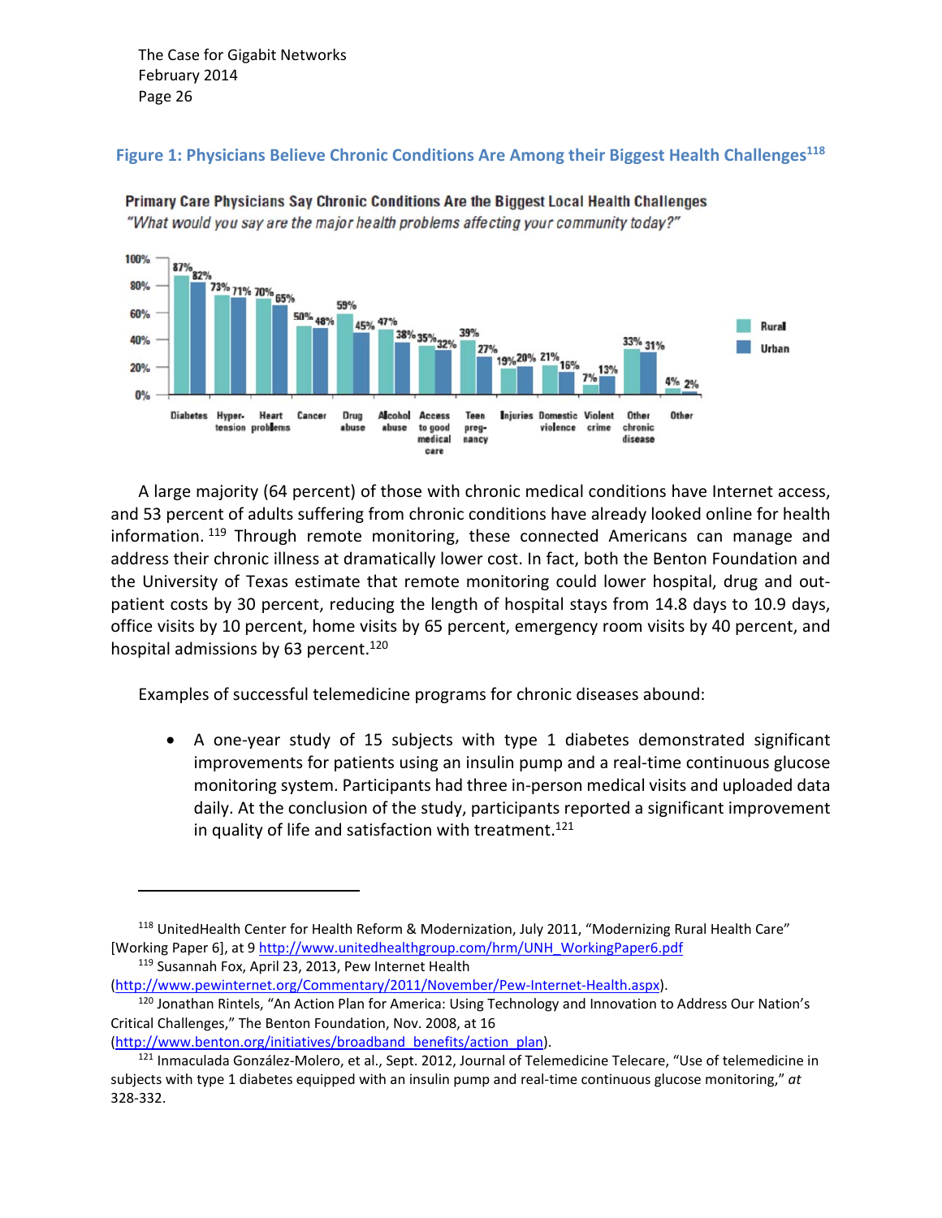**Figure 1: Physicians Believe Chronic Conditions Are Among their Biggest Health Challenges**[118]

**Primary Care Physicians Say Chronic Conditions Are the Biggest Local Health Challenges**

*"What would you say are the major health problems affecting your community today?"*

| | Rural | Urban |
|---|---|---|
| Diabetes | 87% | 82% |
| Hyper-tension | 73% | 71% |
| Heart problems | 70% | 65% |
| Cancer | 50% | 48% |
| Drug abuse | 59% | 45% |
| Alcohol abuse | 47% | 38% |
| Access to good medical care | 35% | 32% |
| Teen preg-nancy | 39% | 27% |
| Injuries | 19% | 20% |
| Domestic violence | 21% | 16% |
| Violent crime | 7% | 13% |
| Other chronic disease | 33% | 31% |
| Other | 4% | 2% |

A large majority (64 percent) of those with chronic medical conditions have Internet access, and 53 percent of adults suffering from chronic conditions have already looked online for health information.[119] Through remote monitoring, these connected Americans can manage and address their chronic illness at dramatically lower cost. In fact, both the Benton Foundation and the University of Texas estimate that remote monitoring could lower hospital, drug and out-patient costs by 30 percent, reducing the length of hospital stays from 14.8 days to 10.9 days, office visits by 10 percent, home visits by 65 percent, emergency room visits by 40 percent, and hospital admissions by 63 percent.[120]

Examples of successful telemedicine programs for chronic diseases abound:

- A one-year study of 15 subjects with type 1 diabetes demonstrated significant improvements for patients using an insulin pump and a real-time continuous glucose monitoring system. Participants had three in-person medical visits and uploaded data daily. At the conclusion of the study, participants reported a significant improvement in quality of life and satisfaction with treatment.[121]

---

[118] UnitedHealth Center for Health Reform & Modernization, July 2011, "Modernizing Rural Health Care" [Working Paper 6], at 9 http://www.unitedhealthgroup.com/hrm/UNH_WorkingPaper6.pdf

[119] Susannah Fox, April 23, 2013, Pew Internet Health (http://www.pewinternet.org/Commentary/2011/November/Pew-Internet-Health.aspx).

[120] Jonathan Rintels, "An Action Plan for America: Using Technology and Innovation to Address Our Nation's Critical Challenges," The Benton Foundation, Nov. 2008, at 16 (http://www.benton.org/initiatives/broadband_benefits/action_plan).

[121] Inmaculada González-Molero, et al., Sept. 2012, Journal of Telemedicine Telecare, "Use of telemedicine in subjects with type 1 diabetes equipped with an insulin pump and real-time continuous glucose monitoring," *at* 328-332.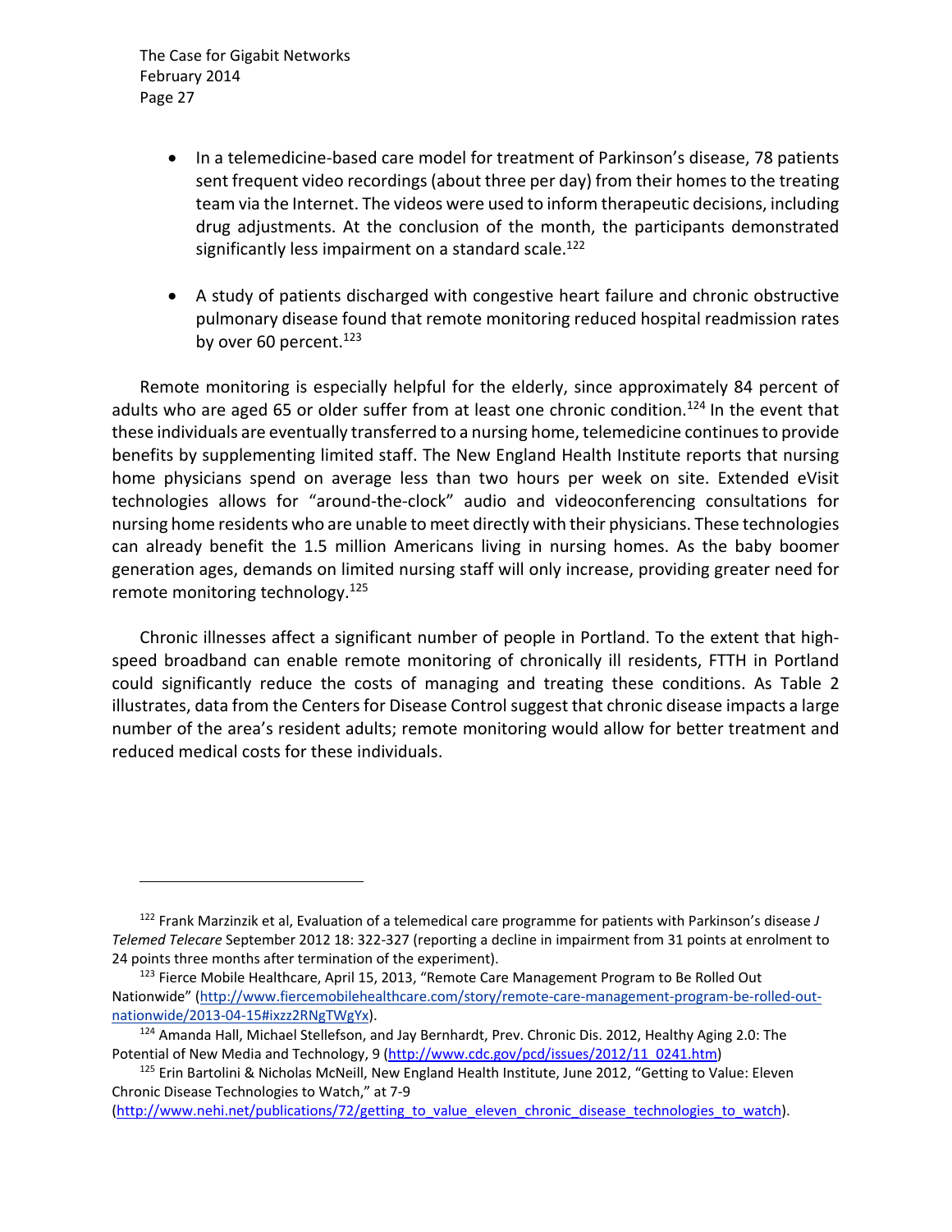- In a telemedicine-based care model for treatment of Parkinson's disease, 78 patients sent frequent video recordings (about three per day) from their homes to the treating team via the Internet. The videos were used to inform therapeutic decisions, including drug adjustments. At the conclusion of the month, the participants demonstrated significantly less impairment on a standard scale.[122]

- A study of patients discharged with congestive heart failure and chronic obstructive pulmonary disease found that remote monitoring reduced hospital readmission rates by over 60 percent.[123]

Remote monitoring is especially helpful for the elderly, since approximately 84 percent of adults who are aged 65 or older suffer from at least one chronic condition.[124] In the event that these individuals are eventually transferred to a nursing home, telemedicine continues to provide benefits by supplementing limited staff. The New England Health Institute reports that nursing home physicians spend on average less than two hours per week on site. Extended eVisit technologies allows for "around-the-clock" audio and videoconferencing consultations for nursing home residents who are unable to meet directly with their physicians. These technologies can already benefit the 1.5 million Americans living in nursing homes. As the baby boomer generation ages, demands on limited nursing staff will only increase, providing greater need for remote monitoring technology.[125]

Chronic illnesses affect a significant number of people in Portland. To the extent that high-speed broadband can enable remote monitoring of chronically ill residents, FTTH in Portland could significantly reduce the costs of managing and treating these conditions. As Table 2 illustrates, data from the Centers for Disease Control suggest that chronic disease impacts a large number of the area's resident adults; remote monitoring would allow for better treatment and reduced medical costs for these individuals.

---

[122] Frank Marzinzik et al, Evaluation of a telemedical care programme for patients with Parkinson's disease *J Telemed Telecare* September 2012 18: 322-327 (reporting a decline in impairment from 31 points at enrolment to 24 points three months after termination of the experiment).

[123] Fierce Mobile Healthcare, April 15, 2013, "Remote Care Management Program to Be Rolled Out Nationwide" (http://www.fiercemobilehealthcare.com/story/remote-care-management-program-be-rolled-out-nationwide/2013-04-15#ixzz2RNgTWgYx).

[124] Amanda Hall, Michael Stellefson, and Jay Bernhardt, Prev. Chronic Dis. 2012, Healthy Aging 2.0: The Potential of New Media and Technology, 9 (http://www.cdc.gov/pcd/issues/2012/11_0241.htm)

[125] Erin Bartolini & Nicholas McNeill, New England Health Institute, June 2012, "Getting to Value: Eleven Chronic Disease Technologies to Watch," at 7-9 (http://www.nehi.net/publications/72/getting_to_value_eleven_chronic_disease_technologies_to_watch).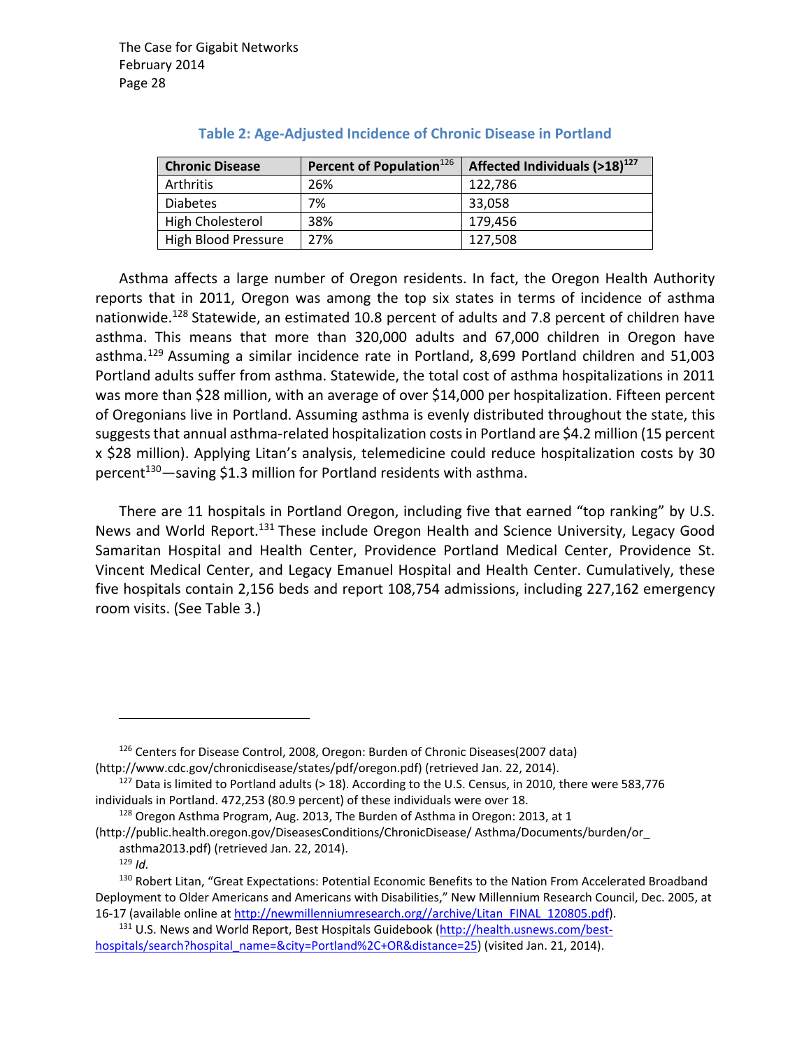**Table 2: Age-Adjusted Incidence of Chronic Disease in Portland**

| Chronic Disease | Percent of Population[126] | Affected Individuals (>18)[127] |
|---|---|---|
| Arthritis | 26% | 122,786 |
| Diabetes | 7% | 33,058 |
| High Cholesterol | 38% | 179,456 |
| High Blood Pressure | 27% | 127,508 |

Asthma affects a large number of Oregon residents. In fact, the Oregon Health Authority reports that in 2011, Oregon was among the top six states in terms of incidence of asthma nationwide.[128] Statewide, an estimated 10.8 percent of adults and 7.8 percent of children have asthma. This means that more than 320,000 adults and 67,000 children in Oregon have asthma.[129] Assuming a similar incidence rate in Portland, 8,699 Portland children and 51,003 Portland adults suffer from asthma. Statewide, the total cost of asthma hospitalizations in 2011 was more than $28 million, with an average of over $14,000 per hospitalization. Fifteen percent of Oregonians live in Portland. Assuming asthma is evenly distributed throughout the state, this suggests that annual asthma-related hospitalization costs in Portland are $4.2 million (15 percent x $28 million). Applying Litan's analysis, telemedicine could reduce hospitalization costs by 30 percent[130]—saving $1.3 million for Portland residents with asthma.

There are 11 hospitals in Portland Oregon, including five that earned "top ranking" by U.S. News and World Report.[131] These include Oregon Health and Science University, Legacy Good Samaritan Hospital and Health Center, Providence Portland Medical Center, Providence St. Vincent Medical Center, and Legacy Emanuel Hospital and Health Center. Cumulatively, these five hospitals contain 2,156 beds and report 108,754 admissions, including 227,162 emergency room visits. (See Table 3.)

---

[126] Centers for Disease Control, 2008, Oregon: Burden of Chronic Diseases(2007 data) (http://www.cdc.gov/chronicdisease/states/pdf/oregon.pdf) (retrieved Jan. 22, 2014).

[127] Data is limited to Portland adults (> 18). According to the U.S. Census, in 2010, there were 583,776 individuals in Portland. 472,253 (80.9 percent) of these individuals were over 18.

[128] Oregon Asthma Program, Aug. 2013, The Burden of Asthma in Oregon: 2013, at 1 (http://public.health.oregon.gov/DiseasesConditions/ChronicDisease/ Asthma/Documents/burden/or_asthma2013.pdf) (retrieved Jan. 22, 2014).

[129] *Id.*

[130] Robert Litan, "Great Expectations: Potential Economic Benefits to the Nation From Accelerated Broadband Deployment to Older Americans and Americans with Disabilities," New Millennium Research Council, Dec. 2005, at 16-17 (available online at http://newmillenniumresearch.org//archive/Litan_FINAL_120805.pdf).

[131] U.S. News and World Report, Best Hospitals Guidebook (http://health.usnews.com/best-hospitals/search?hospital_name=&city=Portland%2C+OR&distance=25) (visited Jan. 21, 2014).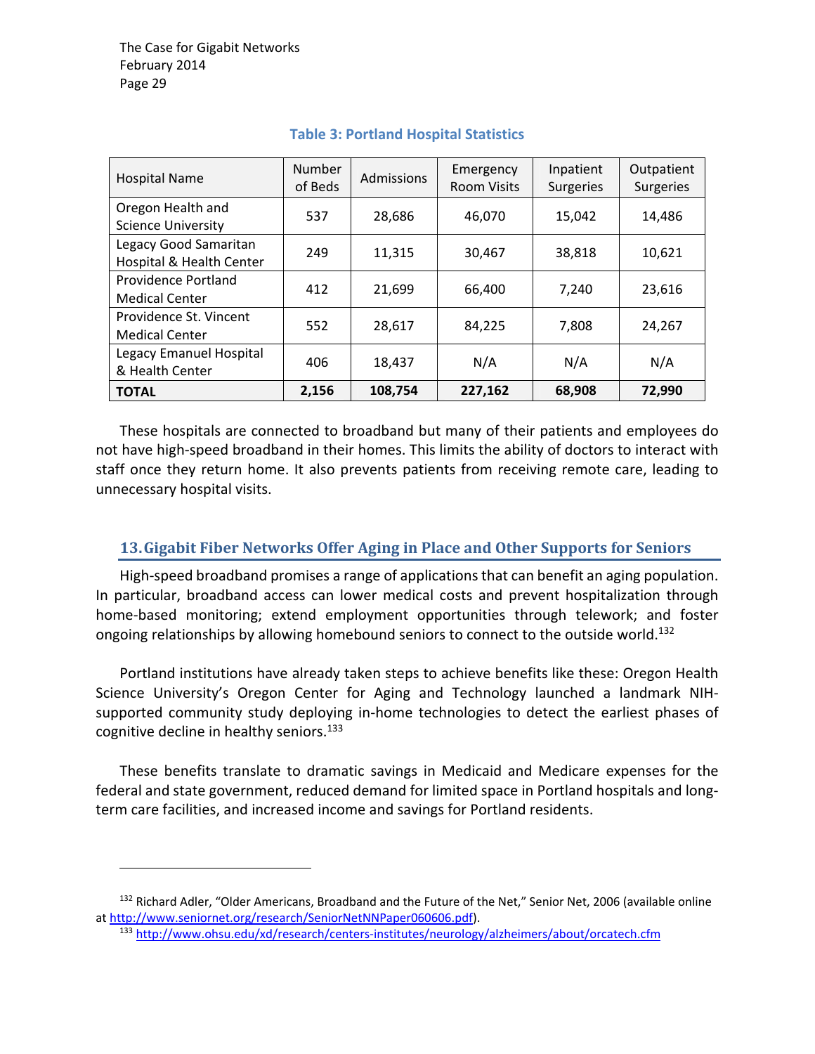**Table 3: Portland Hospital Statistics**

| Hospital Name | Number of Beds | Admissions | Emergency Room Visits | Inpatient Surgeries | Outpatient Surgeries |
|---|---|---|---|---|---|
| Oregon Health and Science University | 537 | 28,686 | 46,070 | 15,042 | 14,486 |
| Legacy Good Samaritan Hospital & Health Center | 249 | 11,315 | 30,467 | 38,818 | 10,621 |
| Providence Portland Medical Center | 412 | 21,699 | 66,400 | 7,240 | 23,616 |
| Providence St. Vincent Medical Center | 552 | 28,617 | 84,225 | 7,808 | 24,267 |
| Legacy Emanuel Hospital & Health Center | 406 | 18,437 | N/A | N/A | N/A |
| **TOTAL** | **2,156** | **108,754** | **227,162** | **68,908** | **72,990** |

These hospitals are connected to broadband but many of their patients and employees do not have high-speed broadband in their homes. This limits the ability of doctors to interact with staff once they return home. It also prevents patients from receiving remote care, leading to unnecessary hospital visits.

## 13. Gigabit Fiber Networks Offer Aging in Place and Other Supports for Seniors

High-speed broadband promises a range of applications that can benefit an aging population. In particular, broadband access can lower medical costs and prevent hospitalization through home-based monitoring; extend employment opportunities through telework; and foster ongoing relationships by allowing homebound seniors to connect to the outside world.[132]

Portland institutions have already taken steps to achieve benefits like these: Oregon Health Science University's Oregon Center for Aging and Technology launched a landmark NIH-supported community study deploying in-home technologies to detect the earliest phases of cognitive decline in healthy seniors.[133]

These benefits translate to dramatic savings in Medicaid and Medicare expenses for the federal and state government, reduced demand for limited space in Portland hospitals and long-term care facilities, and increased income and savings for Portland residents.

---

[132] Richard Adler, "Older Americans, Broadband and the Future of the Net," Senior Net, 2006 (available online at http://www.seniornet.org/research/SeniorNetNNPaper060606.pdf).

[133] http://www.ohsu.edu/xd/research/centers-institutes/neurology/alzheimers/about/orcatech.cfm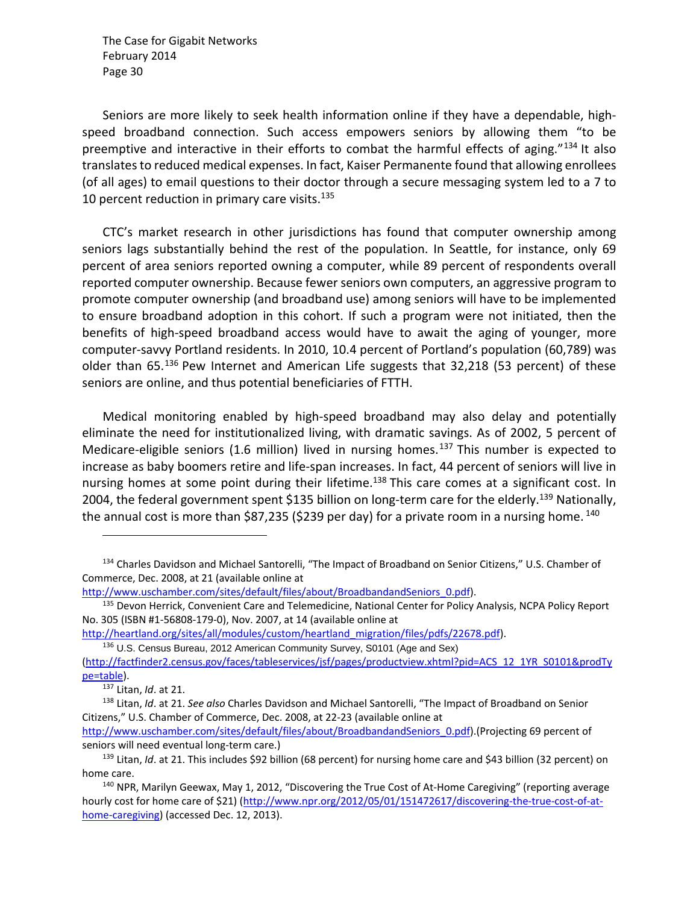Seniors are more likely to seek health information online if they have a dependable, high-speed broadband connection. Such access empowers seniors by allowing them "to be preemptive and interactive in their efforts to combat the harmful effects of aging."[134] It also translates to reduced medical expenses. In fact, Kaiser Permanente found that allowing enrollees (of all ages) to email questions to their doctor through a secure messaging system led to a 7 to 10 percent reduction in primary care visits.[135]

CTC's market research in other jurisdictions has found that computer ownership among seniors lags substantially behind the rest of the population. In Seattle, for instance, only 69 percent of area seniors reported owning a computer, while 89 percent of respondents overall reported computer ownership. Because fewer seniors own computers, an aggressive program to promote computer ownership (and broadband use) among seniors will have to be implemented to ensure broadband adoption in this cohort. If such a program were not initiated, then the benefits of high-speed broadband access would have to await the aging of younger, more computer-savvy Portland residents. In 2010, 10.4 percent of Portland's population (60,789) was older than 65.[136] Pew Internet and American Life suggests that 32,218 (53 percent) of these seniors are online, and thus potential beneficiaries of FTTH.

Medical monitoring enabled by high-speed broadband may also delay and potentially eliminate the need for institutionalized living, with dramatic savings. As of 2002, 5 percent of Medicare-eligible seniors (1.6 million) lived in nursing homes.[137] This number is expected to increase as baby boomers retire and life-span increases. In fact, 44 percent of seniors will live in nursing homes at some point during their lifetime.[138] This care comes at a significant cost. In 2004, the federal government spent $135 billion on long-term care for the elderly.[139] Nationally, the annual cost is more than $87,235 ($239 per day) for a private room in a nursing home.[140]

---

[134] Charles Davidson and Michael Santorelli, "The Impact of Broadband on Senior Citizens," U.S. Chamber of Commerce, Dec. 2008, at 21 (available online at http://www.uschamber.com/sites/default/files/about/BroadbandandSeniors_0.pdf).

[135] Devon Herrick, Convenient Care and Telemedicine, National Center for Policy Analysis, NCPA Policy Report No. 305 (ISBN #1-56808-179-0), Nov. 2007, at 14 (available online at http://heartland.org/sites/all/modules/custom/heartland_migration/files/pdfs/22678.pdf).

[136] U.S. Census Bureau, 2012 American Community Survey, S0101 (Age and Sex) (http://factfinder2.census.gov/faces/tableservices/jsf/pages/productview.xhtml?pid=ACS_12_1YR_S0101&prodType=table).

[137] Litan, *Id*. at 21.

[138] Litan, *Id*. at 21. *See also* Charles Davidson and Michael Santorelli, "The Impact of Broadband on Senior Citizens," U.S. Chamber of Commerce, Dec. 2008, at 22-23 (available online at http://www.uschamber.com/sites/default/files/about/BroadbandandSeniors_0.pdf).(Projecting 69 percent of seniors will need eventual long-term care.)

[139] Litan, *Id*. at 21. This includes $92 billion (68 percent) for nursing home care and $43 billion (32 percent) on home care.

[140] NPR, Marilyn Geewax, May 1, 2012, "Discovering the True Cost of At-Home Caregiving" (reporting average hourly cost for home care of $21) (http://www.npr.org/2012/05/01/151472617/discovering-the-true-cost-of-at-home-caregiving) (accessed Dec. 12, 2013).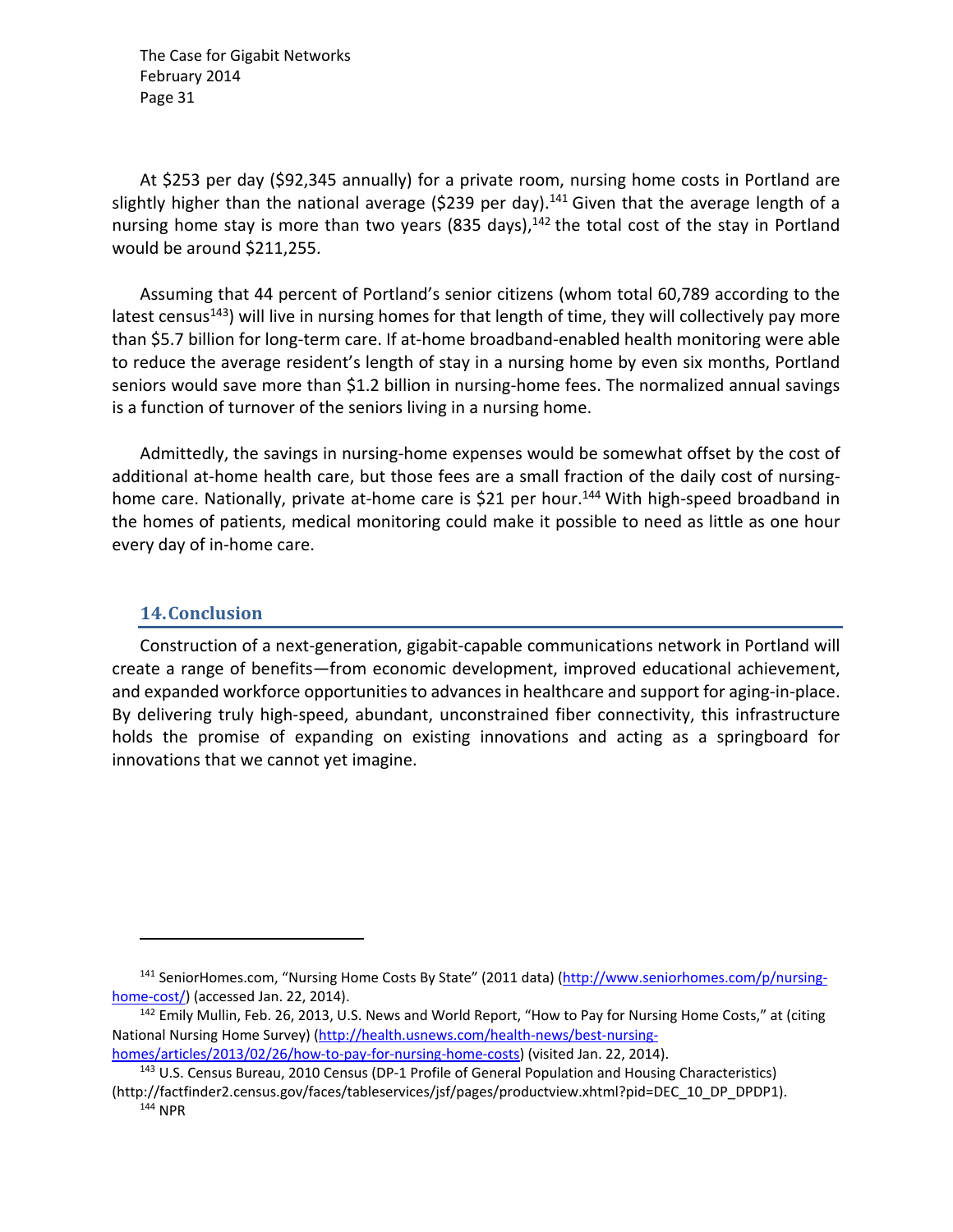At $253 per day ($92,345 annually) for a private room, nursing home costs in Portland are slightly higher than the national average ($239 per day).[141] Given that the average length of a nursing home stay is more than two years (835 days),[142] the total cost of the stay in Portland would be around $211,255.

Assuming that 44 percent of Portland's senior citizens (whom total 60,789 according to the latest census[143]) will live in nursing homes for that length of time, they will collectively pay more than $5.7 billion for long-term care. If at-home broadband-enabled health monitoring were able to reduce the average resident's length of stay in a nursing home by even six months, Portland seniors would save more than $1.2 billion in nursing-home fees. The normalized annual savings is a function of turnover of the seniors living in a nursing home.

Admittedly, the savings in nursing-home expenses would be somewhat offset by the cost of additional at-home health care, but those fees are a small fraction of the daily cost of nursing-home care. Nationally, private at-home care is $21 per hour.[144] With high-speed broadband in the homes of patients, medical monitoring could make it possible to need as little as one hour every day of in-home care.

## 14. Conclusion

Construction of a next-generation, gigabit-capable communications network in Portland will create a range of benefits—from economic development, improved educational achievement, and expanded workforce opportunities to advances in healthcare and support for aging-in-place. By delivering truly high-speed, abundant, unconstrained fiber connectivity, this infrastructure holds the promise of expanding on existing innovations and acting as a springboard for innovations that we cannot yet imagine.

---

[141] SeniorHomes.com, "Nursing Home Costs By State" (2011 data) (http://www.seniorhomes.com/p/nursing-home-cost/) (accessed Jan. 22, 2014).

[142] Emily Mullin, Feb. 26, 2013, U.S. News and World Report, "How to Pay for Nursing Home Costs," at (citing National Nursing Home Survey) (http://health.usnews.com/health-news/best-nursing-homes/articles/2013/02/26/how-to-pay-for-nursing-home-costs) (visited Jan. 22, 2014).

[143] U.S. Census Bureau, 2010 Census (DP-1 Profile of General Population and Housing Characteristics) (http://factfinder2.census.gov/faces/tableservices/jsf/pages/productview.xhtml?pid=DEC_10_DP_DPDP1).

[144] NPR